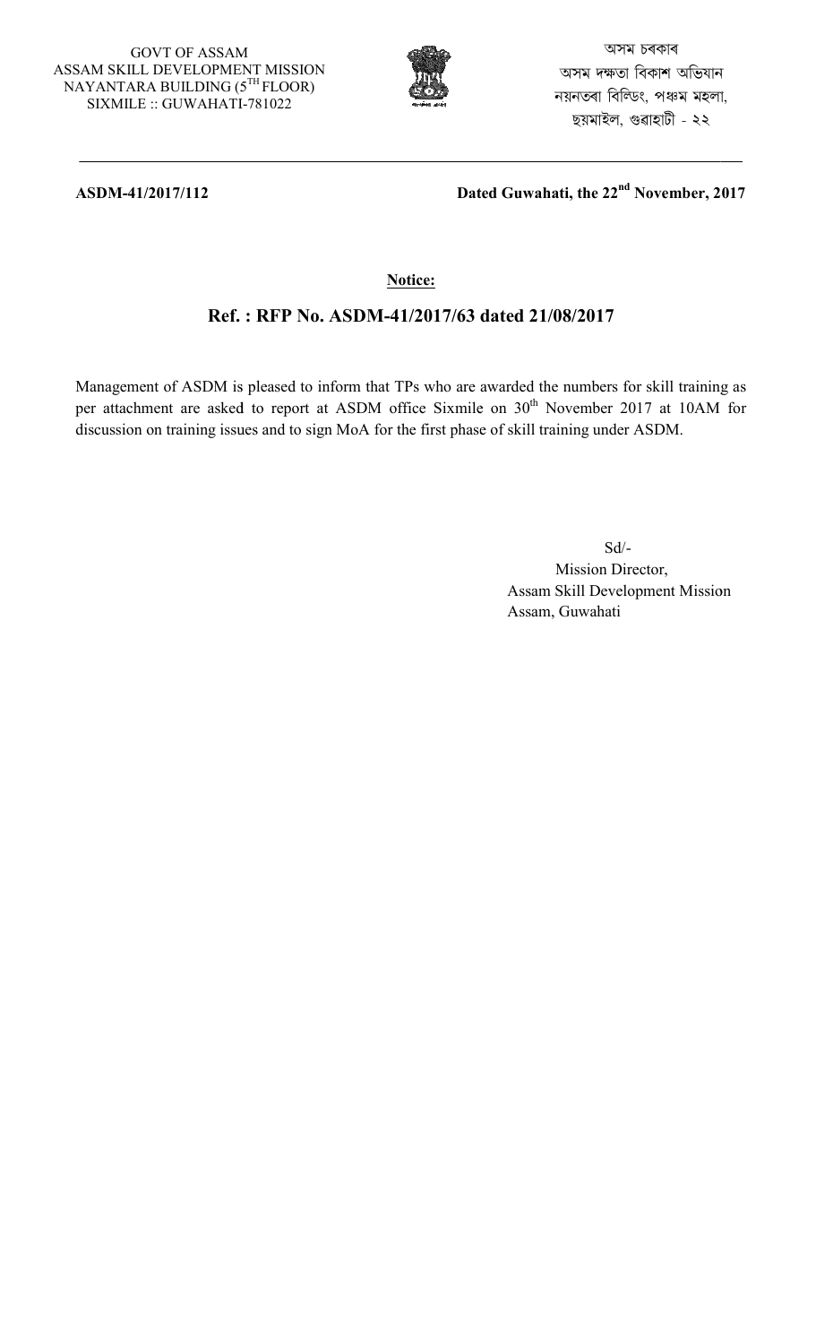GOVT OF ASSAM
ASSAM SKILL DEVELOPMENT MISSION
NAYANTARA BUILDING (5TH FLOOR)
SIXMILE :: GUWAHATI-781022

অসম চৰকাৰ
অসম দক্ষতা বিকাশ অভিযান
নয়নতৰা বিল্ডিং, পঞ্চম মহলা,
ছয়মাইল, গুৱাহাটী - ২২

---

**ASDM-41/2017/112** **Dated Guwahati, the 22nd November, 2017**

**Notice:**

## Ref. : RFP No. ASDM-41/2017/63 dated 21/08/2017

Management of ASDM is pleased to inform that TPs who are awarded the numbers for skill training as per attachment are asked to report at ASDM office Sixmile on 30th November 2017 at 10AM for discussion on training issues and to sign MoA for the first phase of skill training under ASDM.

Sd/-
Mission Director,
Assam Skill Development Mission
Assam, Guwahati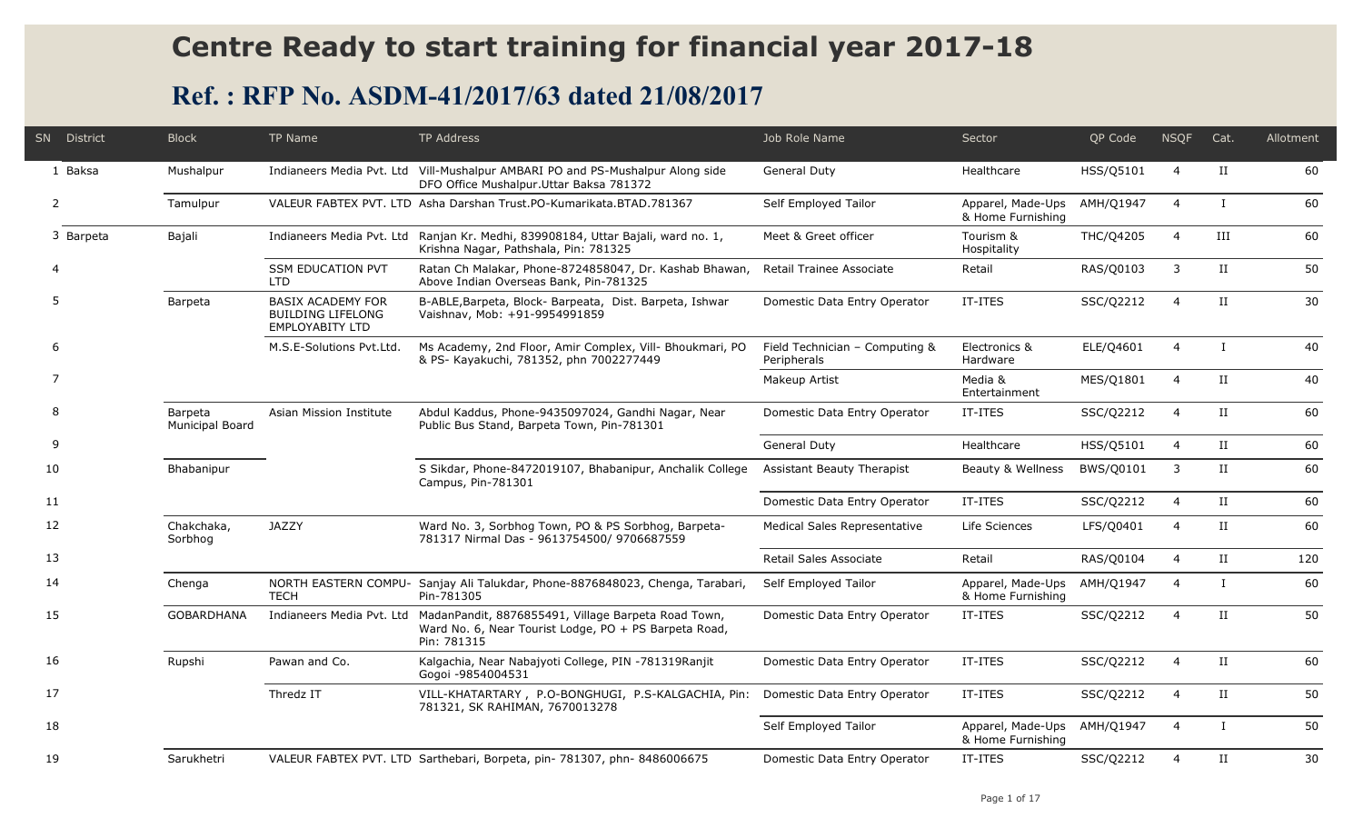# Centre Ready to start training for financial year 2017-18

## Ref. : RFP No. ASDM-41/2017/63 dated 21/08/2017

| SN | District | Block | TP Name | TP Address | Job Role Name | Sector | QP Code | NSQF | Cat. | Allotment |
|---|---|---|---|---|---|---|---|---|---|---|
| 1 | Baksa | Mushalpur | Indianeers Media Pvt. Ltd | Vill-Mushalpur AMBARI PO and PS-Mushalpur Along side DFO Office Mushalpur.Uttar Baksa 781372 | General Duty | Healthcare | HSS/Q5101 | 4 | II | 60 |
| 2 | | Tamulpur | VALEUR FABTEX PVT. LTD | Asha Darshan Trust.PO-Kumarikata.BTAD.781367 | Self Employed Tailor | Apparel, Made-Ups & Home Furnishing | AMH/Q1947 | 4 | I | 60 |
| 3 | Barpeta | Bajali | Indianeers Media Pvt. Ltd | Ranjan Kr. Medhi, 839908184, Uttar Bajali, ward no. 1, Krishna Nagar, Pathshala, Pin: 781325 | Meet & Greet officer | Tourism & Hospitality | THC/Q4205 | 4 | III | 60 |
| 4 | | | SSM EDUCATION PVT LTD | Ratan Ch Malakar, Phone-8724858047, Dr. Kashab Bhawan, Above Indian Overseas Bank, Pin-781325 | Retail Trainee Associate | Retail | RAS/Q0103 | 3 | II | 50 |
| 5 | | Barpeta | BASIX ACADEMY FOR BUILDING LIFELONG EMPLOYABITY LTD | B-ABLE,Barpeta, Block- Barpeata, Dist. Barpeta, Ishwar Vaishnav, Mob: +91-9954991859 | Domestic Data Entry Operator | IT-ITES | SSC/Q2212 | 4 | II | 30 |
| 6 | | | M.S.E-Solutions Pvt.Ltd. | Ms Academy, 2nd Floor, Amir Complex, Vill- Bhoukmari, PO & PS- Kayakuchi, 781352, phn 7002277449 | Field Technician – Computing & Peripherals | Electronics & Hardware | ELE/Q4601 | 4 | I | 40 |
| 7 | | | | | Makeup Artist | Media & Entertainment | MES/Q1801 | 4 | II | 40 |
| 8 | | Barpeta Municipal Board | Asian Mission Institute | Abdul Kaddus, Phone-9435097024, Gandhi Nagar, Near Public Bus Stand, Barpeta Town, Pin-781301 | Domestic Data Entry Operator | IT-ITES | SSC/Q2212 | 4 | II | 60 |
| 9 | | | | | General Duty | Healthcare | HSS/Q5101 | 4 | II | 60 |
| 10 | | Bhabanipur | | S Sikdar, Phone-8472019107, Bhabanipur, Anchalik College Campus, Pin-781301 | Assistant Beauty Therapist | Beauty & Wellness | BWS/Q0101 | 3 | II | 60 |
| 11 | | | | | Domestic Data Entry Operator | IT-ITES | SSC/Q2212 | 4 | II | 60 |
| 12 | | Chakchaka, Sorbhog | JAZZY | Ward No. 3, Sorbhog Town, PO & PS Sorbhog, Barpeta-781317 Nirmal Das - 9613754500/ 9706687559 | Medical Sales Representative | Life Sciences | LFS/Q0401 | 4 | II | 60 |
| 13 | | | | | Retail Sales Associate | Retail | RAS/Q0104 | 4 | II | 120 |
| 14 | | Chenga | NORTH EASTERN COMPU-TECH | Sanjay Ali Talukdar, Phone-8876848023, Chenga, Tarabari, Pin-781305 | Self Employed Tailor | Apparel, Made-Ups & Home Furnishing | AMH/Q1947 | 4 | I | 60 |
| 15 | | GOBARDHANA | Indianeers Media Pvt. Ltd | MadanPandit, 8876855491, Village Barpeta Road Town, Ward No. 6, Near Tourist Lodge, PO + PS Barpeta Road, Pin: 781315 | Domestic Data Entry Operator | IT-ITES | SSC/Q2212 | 4 | II | 50 |
| 16 | | Rupshi | Pawan and Co. | Kalgachia, Near Nabajyoti College, PIN -781319Ranjit Gogoi -9854004531 | Domestic Data Entry Operator | IT-ITES | SSC/Q2212 | 4 | II | 60 |
| 17 | | | Thredz IT | VILL-KHATARTARY , P.O-BONGHUGI, P.S-KALGACHIA, Pin: 781321, SK RAHIMAN, 7670013278 | Domestic Data Entry Operator | IT-ITES | SSC/Q2212 | 4 | II | 50 |
| 18 | | | | | Self Employed Tailor | Apparel, Made-Ups & Home Furnishing | AMH/Q1947 | 4 | I | 50 |
| 19 | | Sarukhetri | VALEUR FABTEX PVT. LTD | Sarthebari, Borpeta, pin- 781307, phn- 8486006675 | Domestic Data Entry Operator | IT-ITES | SSC/Q2212 | 4 | II | 30 |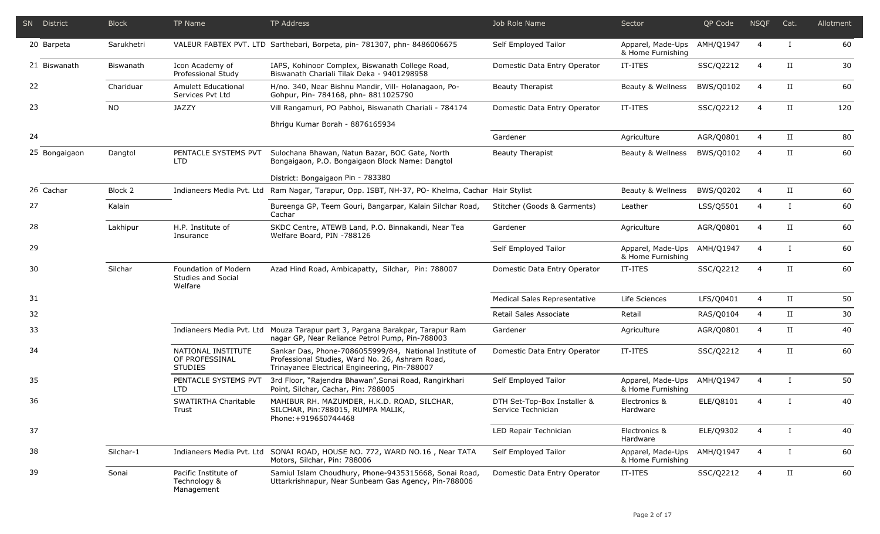| SN | District | Block | TP Name | TP Address | Job Role Name | Sector | QP Code | NSQF | Cat. | Allotment |
|---|---|---|---|---|---|---|---|---|---|---|
| 20 | Barpeta | Sarukhetri | VALEUR FABTEX PVT. LTD | Sarthebari, Borpeta, pin- 781307, phn- 8486006675 | Self Employed Tailor | Apparel, Made-Ups & Home Furnishing | AMH/Q1947 | 4 | I | 60 |
| 21 | Biswanath | Biswanath | Icon Academy of Professional Study | IAPS, Kohinoor Complex, Biswanath College Road, Biswanath Chariali Tilak Deka - 9401298958 | Domestic Data Entry Operator | IT-ITES | SSC/Q2212 | 4 | II | 30 |
| 22 | | Chariduar | Amulett Educational Services Pvt Ltd | H/no. 340, Near Bishnu Mandir, Vill- Holanagaon, Po- Gohpur, Pin- 784168, phn- 8811025790 | Beauty Therapist | Beauty & Wellness | BWS/Q0102 | 4 | II | 60 |
| 23 | | NO | JAZZY | Vill Rangamuri, PO Pabhoi, Biswanath Chariali - 784174 Bhrigu Kumar Borah - 8876165934 | Domestic Data Entry Operator | IT-ITES | SSC/Q2212 | 4 | II | 120 |
| 24 | | | | | Gardener | Agriculture | AGR/Q0801 | 4 | II | 80 |
| 25 | Bongaigaon | Dangtol | PENTACLE SYSTEMS PVT LTD | Sulochana Bhawan, Natun Bazar, BOC Gate, North Bongaigaon, P.O. Bongaigaon Block Name: Dangtol District: Bongaigaon Pin - 783380 | Beauty Therapist | Beauty & Wellness | BWS/Q0102 | 4 | II | 60 |
| 26 | Cachar | Block 2 | Indianeers Media Pvt. Ltd | Ram Nagar, Tarapur, Opp. ISBT, NH-37, PO- Khelma, Cachar | Hair Stylist | Beauty & Wellness | BWS/Q0202 | 4 | II | 60 |
| 27 | | Kalain | | Bureenga GP, Teem Gouri, Bangarpar, Kalain Silchar Road, Cachar | Stitcher (Goods & Garments) | Leather | LSS/Q5501 | 4 | I | 60 |
| 28 | | Lakhipur | H.P. Institute of Insurance | SKDC Centre, ATEWB Land, P.O. Binnakandi, Near Tea Welfare Board, PIN -788126 | Gardener | Agriculture | AGR/Q0801 | 4 | II | 60 |
| 29 | | | | | Self Employed Tailor | Apparel, Made-Ups & Home Furnishing | AMH/Q1947 | 4 | I | 60 |
| 30 | | Silchar | Foundation of Modern Studies and Social Welfare | Azad Hind Road, Ambicapatty, Silchar, Pin: 788007 | Domestic Data Entry Operator | IT-ITES | SSC/Q2212 | 4 | II | 60 |
| 31 | | | | | Medical Sales Representative | Life Sciences | LFS/Q0401 | 4 | II | 50 |
| 32 | | | | | Retail Sales Associate | Retail | RAS/Q0104 | 4 | II | 30 |
| 33 | | | Indianeers Media Pvt. Ltd | Mouza Tarapur part 3, Pargana Barakpar, Tarapur Ram nagar GP, Near Reliance Petrol Pump, Pin-788003 | Gardener | Agriculture | AGR/Q0801 | 4 | II | 40 |
| 34 | | | NATIONAL INSTITUTE OF PROFESSINAL STUDIES | Sankar Das, Phone-7086055999/84, National Institute of Professional Studies, Ward No. 26, Ashram Road, Trinayanee Electrical Engineering, Pin-788007 | Domestic Data Entry Operator | IT-ITES | SSC/Q2212 | 4 | II | 60 |
| 35 | | | PENTACLE SYSTEMS PVT LTD | 3rd Floor, "Rajendra Bhawan",Sonai Road, Rangirkhari Point, Silchar, Cachar, Pin: 788005 | Self Employed Tailor | Apparel, Made-Ups & Home Furnishing | AMH/Q1947 | 4 | I | 50 |
| 36 | | | SWATIRTHA Charitable Trust | MAHIBUR RH. MAZUMDER, H.K.D. ROAD, SILCHAR, SILCHAR, Pin:788015, RUMPA MALIK, Phone:+919650744468 | DTH Set-Top-Box Installer & Service Technician | Electronics & Hardware | ELE/Q8101 | 4 | I | 40 |
| 37 | | | | | LED Repair Technician | Electronics & Hardware | ELE/Q9302 | 4 | I | 40 |
| 38 | | Silchar-1 | Indianeers Media Pvt. Ltd | SONAI ROAD, HOUSE NO. 772, WARD NO.16 , Near TATA Motors, Silchar, Pin: 788006 | Self Employed Tailor | Apparel, Made-Ups & Home Furnishing | AMH/Q1947 | 4 | I | 60 |
| 39 | | Sonai | Pacific Institute of Technology & Management | Samiul Islam Choudhury, Phone-9435315668, Sonai Road, Uttarkrishnapur, Near Sunbeam Gas Agency, Pin-788006 | Domestic Data Entry Operator | IT-ITES | SSC/Q2212 | 4 | II | 60 |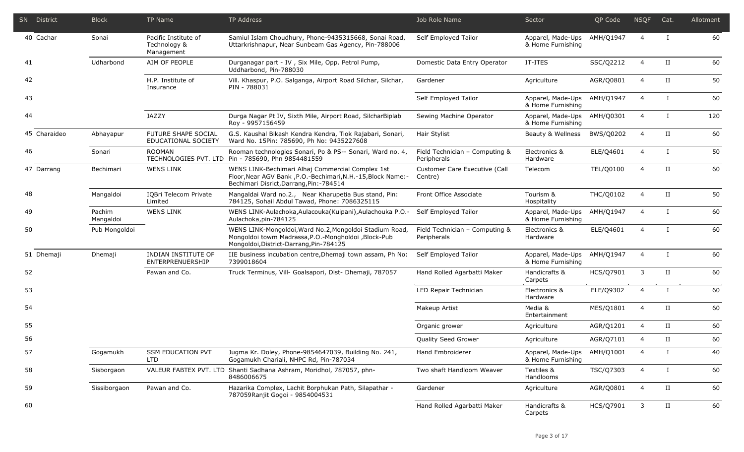| SN | District | Block | TP Name | TP Address | Job Role Name | Sector | QP Code | NSQF | Cat. | Allotment |
|---|---|---|---|---|---|---|---|---|---|---|
| 40 | Cachar | Sonai | Pacific Institute of Technology & Management | Samiul Islam Choudhury, Phone-9435315668, Sonai Road, Uttarkrishnapur, Near Sunbeam Gas Agency, Pin-788006 | Self Employed Tailor | Apparel, Made-Ups & Home Furnishing | AMH/Q1947 | 4 | I | 60 |
| 41 | | Udharbond | AIM OF PEOPLE | Durganagar part - IV , Six Mile, Opp. Petrol Pump, Uddharbond, Pin-788030 | Domestic Data Entry Operator | IT-ITES | SSC/Q2212 | 4 | II | 60 |
| 42 | | | H.P. Institute of Insurance | Vill. Khaspur, P.O. Salganga, Airport Road Silchar, Silchar, PIN - 788031 | Gardener | Agriculture | AGR/Q0801 | 4 | II | 50 |
| 43 | | | | | Self Employed Tailor | Apparel, Made-Ups & Home Furnishing | AMH/Q1947 | 4 | I | 60 |
| 44 | | | JAZZY | Durga Nagar Pt IV, Sixth Mile, Airport Road, SilcharBiplab Roy - 9957156459 | Sewing Machine Operator | Apparel, Made-Ups & Home Furnishing | AMH/Q0301 | 4 | I | 120 |
| 45 | Charaideo | Abhayapur | FUTURE SHAPE SOCIAL EDUCATIONAL SOCIETY | G.S. Kaushal Bikash Kendra Kendra, Tiok Rajabari, Sonari, Ward No. 15Pin: 785690, Ph No: 9435227608 | Hair Stylist | Beauty & Wellness | BWS/Q0202 | 4 | II | 60 |
| 46 | | Sonari | ROOMAN TECHNOLOGIES PVT. LTD | Rooman technologies Sonari, Po & PS-- Sonari, Ward no. 4, Pin - 785690, Phn 9854481559 | Field Technician – Computing & Peripherals | Electronics & Hardware | ELE/Q4601 | 4 | I | 50 |
| 47 | Darrang | Bechimari | WENS LINK | WENS LINK-Bechimari Alhaj Commercial Complex 1st Floor,Near AGV Bank ,P.O.-Bechimari,N.H.-15,Block Name:-Bechimari Disrict,Darrang,Pin:-784514 | Customer Care Executive (Call Centre) | Telecom | TEL/Q0100 | 4 | II | 60 |
| 48 | | Mangaldoi | IQBri Telecom Private Limited | Mangaldai Ward no.2., Near Kharupetia Bus stand, Pin: 784125, Sohail Abdul Tawad, Phone: 7086325115 | Front Office Associate | Tourism & Hospitality | THC/Q0102 | 4 | II | 50 |
| 49 | | Pachim Mangaldoi | WENS LINK | WENS LINK-Aulachoka,Aulacouka(Kuipani),Aulachouka P.O.-Aulachoka,pin-784125 | Self Employed Tailor | Apparel, Made-Ups & Home Furnishing | AMH/Q1947 | 4 | I | 60 |
| 50 | | Pub Mongoldoi | | WENS LINK-Mongoldoi,Ward No.2,Mongoldoi Stadium Road, Mongoldoi towm Madrassa,P.O.-Mongholdoi ,Block-Pub Mongoldoi,District-Darrang,Pin-784125 | Field Technician – Computing & Peripherals | Electronics & Hardware | ELE/Q4601 | 4 | I | 60 |
| 51 | Dhemaji | Dhemaji | INDIAN INSTITUTE OF ENTERPRENUERSHIP | IIE business incubation centre,Dhemaji town assam, Ph No: 7399018604 | Self Employed Tailor | Apparel, Made-Ups & Home Furnishing | AMH/Q1947 | 4 | I | 60 |
| 52 | | | Pawan and Co. | Truck Terminus, Vill- Goalsapori, Dist- Dhemaji, 787057 | Hand Rolled Agarbatti Maker | Handicrafts & Carpets | HCS/Q7901 | 3 | II | 60 |
| 53 | | | | | LED Repair Technician | Electronics & Hardware | ELE/Q9302 | 4 | I | 60 |
| 54 | | | | | Makeup Artist | Media & Entertainment | MES/Q1801 | 4 | II | 60 |
| 55 | | | | | Organic grower | Agriculture | AGR/Q1201 | 4 | II | 60 |
| 56 | | | | | Quality Seed Grower | Agriculture | AGR/Q7101 | 4 | II | 60 |
| 57 | | Gogamukh | SSM EDUCATION PVT LTD | Jugma Kr. Doley, Phone-9854647039, Building No. 241, Gogamukh Chariali, NHPC Rd, Pin-787034 | Hand Embroiderer | Apparel, Made-Ups & Home Furnishing | AMH/Q1001 | 4 | I | 40 |
| 58 | | Sisborgaon | VALEUR FABTEX PVT. LTD | Shanti Sadhana Ashram, Moridhol, 787057, phn-8486006675 | Two shaft Handloom Weaver | Textiles & Handlooms | TSC/Q7303 | 4 | I | 60 |
| 59 | | Sissiborgaon | Pawan and Co. | Hazarika Complex, Lachit Borphukan Path, Silapathar - 787059Ranjit Gogoi - 9854004531 | Gardener | Agriculture | AGR/Q0801 | 4 | II | 60 |
| 60 | | | | | Hand Rolled Agarbatti Maker | Handicrafts & Carpets | HCS/Q7901 | 3 | II | 60 |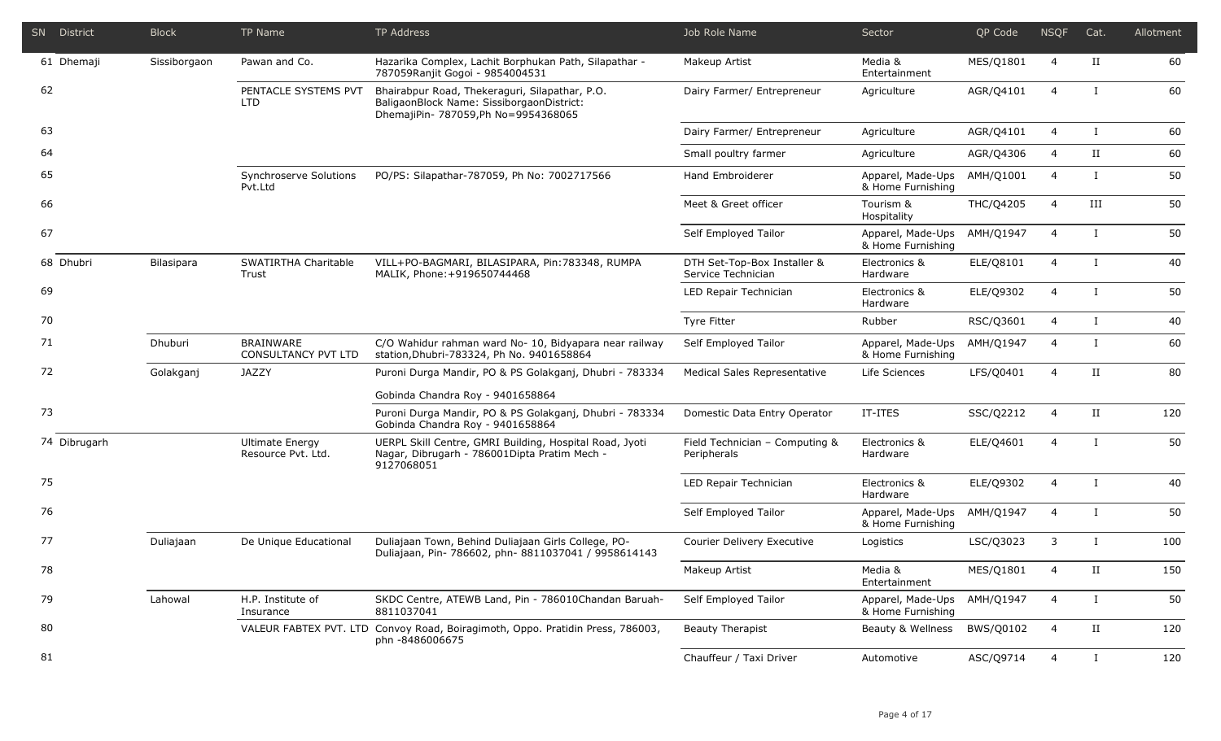| SN | District | Block | TP Name | TP Address | Job Role Name | Sector | QP Code | NSQF | Cat. | Allotment |
|---|---|---|---|---|---|---|---|---|---|---|
| 61 | Dhemaji | Sissiborgaon | Pawan and Co. | Hazarika Complex, Lachit Borphukan Path, Silapathar - 787059Ranjit Gogoi - 9854004531 | Makeup Artist | Media & Entertainment | MES/Q1801 | 4 | II | 60 |
| 62 | | | PENTACLE SYSTEMS PVT LTD | Bhairabpur Road, Thekeraguri, Silapathar, P.O. BaligaonBlock Name: SissiborgaonDistrict: DhemajiPin- 787059,Ph No=9954368065 | Dairy Farmer/ Entrepreneur | Agriculture | AGR/Q4101 | 4 | I | 60 |
| 63 | | | | | Dairy Farmer/ Entrepreneur | Agriculture | AGR/Q4101 | 4 | I | 60 |
| 64 | | | | | Small poultry farmer | Agriculture | AGR/Q4306 | 4 | II | 60 |
| 65 | | | Synchroserve Solutions Pvt.Ltd | PO/PS: Silapathar-787059, Ph No: 7002717566 | Hand Embroiderer | Apparel, Made-Ups & Home Furnishing | AMH/Q1001 | 4 | I | 50 |
| 66 | | | | | Meet & Greet officer | Tourism & Hospitality | THC/Q4205 | 4 | III | 50 |
| 67 | | | | | Self Employed Tailor | Apparel, Made-Ups & Home Furnishing | AMH/Q1947 | 4 | I | 50 |
| 68 | Dhubri | Bilasipara | SWATIRTHA Charitable Trust | VILL+PO-BAGMARI, BILASIPARA, Pin:783348, RUMPA MALIK, Phone:+919650744468 | DTH Set-Top-Box Installer & Service Technician | Electronics & Hardware | ELE/Q8101 | 4 | I | 40 |
| 69 | | | | | LED Repair Technician | Electronics & Hardware | ELE/Q9302 | 4 | I | 50 |
| 70 | | | | | Tyre Fitter | Rubber | RSC/Q3601 | 4 | I | 40 |
| 71 | | Dhuburi | BRAINWARE CONSULTANCY PVT LTD | C/O Wahidur rahman ward No- 10, Bidyapara near railway station,Dhubri-783324, Ph No. 9401658864 | Self Employed Tailor | Apparel, Made-Ups & Home Furnishing | AMH/Q1947 | 4 | I | 60 |
| 72 | | Golakganj | JAZZY | Puroni Durga Mandir, PO & PS Golakganj, Dhubri - 783334 Gobinda Chandra Roy - 9401658864 | Medical Sales Representative | Life Sciences | LFS/Q0401 | 4 | II | 80 |
| 73 | | | | Puroni Durga Mandir, PO & PS Golakganj, Dhubri - 783334 Gobinda Chandra Roy - 9401658864 | Domestic Data Entry Operator | IT-ITES | SSC/Q2212 | 4 | II | 120 |
| 74 | Dibrugarh | | Ultimate Energy Resource Pvt. Ltd. | UERPL Skill Centre, GMRI Building, Hospital Road, Jyoti Nagar, Dibrugarh - 786001Dipta Pratim Mech - 9127068051 | Field Technician – Computing & Peripherals | Electronics & Hardware | ELE/Q4601 | 4 | I | 50 |
| 75 | | | | | LED Repair Technician | Electronics & Hardware | ELE/Q9302 | 4 | I | 40 |
| 76 | | | | | Self Employed Tailor | Apparel, Made-Ups & Home Furnishing | AMH/Q1947 | 4 | I | 50 |
| 77 | | Duliajaan | De Unique Educational | Duliajaan Town, Behind Duliajaan Girls College, PO- Duliajaan, Pin- 786602, phn- 8811037041 / 9958614143 | Courier Delivery Executive | Logistics | LSC/Q3023 | 3 | I | 100 |
| 78 | | | | | Makeup Artist | Media & Entertainment | MES/Q1801 | 4 | II | 150 |
| 79 | | Lahowal | H.P. Institute of Insurance | SKDC Centre, ATEWB Land, Pin - 786010Chandan Baruah- 8811037041 | Self Employed Tailor | Apparel, Made-Ups & Home Furnishing | AMH/Q1947 | 4 | I | 50 |
| 80 | | | VALEUR FABTEX PVT. LTD | Convoy Road, Boiragimoth, Oppo. Pratidin Press, 786003, phn -8486006675 | Beauty Therapist | Beauty & Wellness | BWS/Q0102 | 4 | II | 120 |
| 81 | | | | | Chauffeur / Taxi Driver | Automotive | ASC/Q9714 | 4 | I | 120 |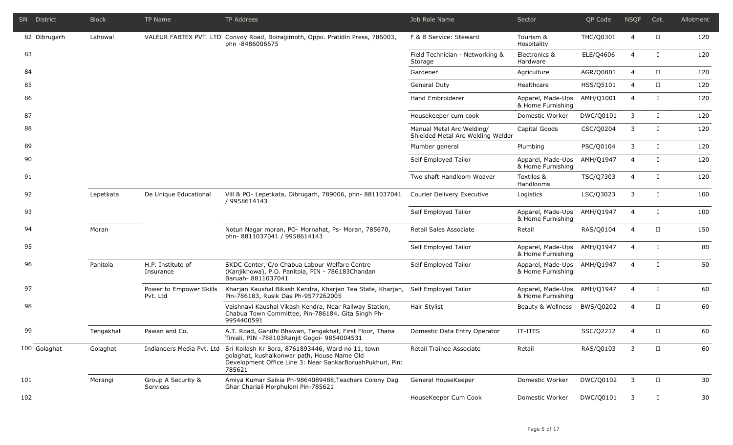| SN | District | Block | TP Name | TP Address | Job Role Name | Sector | QP Code | NSQF | Cat. | Allotment |
|---|---|---|---|---|---|---|---|---|---|---|
| 82 | Dibrugarh | Lahowal | VALEUR FABTEX PVT. LTD | Convoy Road, Boiragimoth, Oppo. Pratidin Press, 786003, phn -8486006675 | F & B Service: Steward | Tourism & Hospitality | THC/Q0301 | 4 | II | 120 |
| 83 | | | | | Field Technician - Networking & Storage | Electronics & Hardware | ELE/Q4606 | 4 | I | 120 |
| 84 | | | | | Gardener | Agriculture | AGR/Q0801 | 4 | II | 120 |
| 85 | | | | | General Duty | Healthcare | HSS/Q5101 | 4 | II | 120 |
| 86 | | | | | Hand Embroiderer | Apparel, Made-Ups & Home Furnishing | AMH/Q1001 | 4 | I | 120 |
| 87 | | | | | Housekeeper cum cook | Domestic Worker | DWC/Q0101 | 3 | I | 120 |
| 88 | | | | | Manual Metal Arc Welding/ Shielded Metal Arc Welding Welder | Capital Goods | CSC/Q0204 | 3 | I | 120 |
| 89 | | | | | Plumber general | Plumbing | PSC/Q0104 | 3 | I | 120 |
| 90 | | | | | Self Employed Tailor | Apparel, Made-Ups & Home Furnishing | AMH/Q1947 | 4 | I | 120 |
| 91 | | | | | Two shaft Handloom Weaver | Textiles & Handlooms | TSC/Q7303 | 4 | I | 120 |
| 92 | | Lepetkata | De Unique Educational | Vill & PO- Lepetkata, Dibrugarh, 789006, phn- 8811037041 / 9958614143 | Courier Delivery Executive | Logistics | LSC/Q3023 | 3 | I | 100 |
| 93 | | | | | Self Employed Tailor | Apparel, Made-Ups & Home Furnishing | AMH/Q1947 | 4 | I | 100 |
| 94 | | Moran | | Notun Nagar moran, PO- Mornahat, Ps- Moran, 785670, phn- 8811037041 / 9958614143 | Retail Sales Associate | Retail | RAS/Q0104 | 4 | II | 150 |
| 95 | | | | | Self Employed Tailor | Apparel, Made-Ups & Home Furnishing | AMH/Q1947 | 4 | I | 80 |
| 96 | | Panitola | H.P. Institute of Insurance | SKDC Center, C/o Chabua Labour Welfare Centre (Kanjikhowa), P.O. Panitola, PIN - 786183Chandan Baruah- 8811037041 | Self Employed Tailor | Apparel, Made-Ups & Home Furnishing | AMH/Q1947 | 4 | I | 50 |
| 97 | | | Power to Empower Skills Pvt. Ltd | Kharjan Kaushal Bikash Kendra, Kharjan Tea State, Kharjan, Pin-786183, Rusik Das Ph-9577262005 | Self Employed Tailor | Apparel, Made-Ups & Home Furnishing | AMH/Q1947 | 4 | I | 60 |
| 98 | | | | Vaishnavi Kaushal Vikash Kendra, Near Railway Station, Chabua Town Committee, Pin-786184, Gita Singh Ph-9954400591 | Hair Stylist | Beauty & Wellness | BWS/Q0202 | 4 | II | 60 |
| 99 | | Tengakhat | Pawan and Co. | A.T. Road, Gandhi Bhawan, Tengakhat, First Floor, Thana Tiniali, PIN -788103Ranjit Gogoi- 9854004531 | Domestic Data Entry Operator | IT-ITES | SSC/Q2212 | 4 | II | 60 |
| 100 | Golaghat | Golaghat | Indianeers Media Pvt. Ltd | Sri Koilash Kr Bora, 8761893446, Ward no 11, town golaghat, kushalkonwar path, House Name Old Development Office Line 3: Near SankarBoruahPukhuri, Pin: 785621 | Retail Trainee Associate | Retail | RAS/Q0103 | 3 | II | 60 |
| 101 | | Morangi | Group A Security & Services | Amiya Kumar Saikia Ph-9864089488,Teachers Colony Dag Ghar Chariali Morphuloni Pin-785621 | General HouseKeeper | Domestic Worker | DWC/Q0102 | 3 | II | 30 |
| 102 | | | | | HouseKeeper Cum Cook | Domestic Worker | DWC/Q0101 | 3 | I | 30 |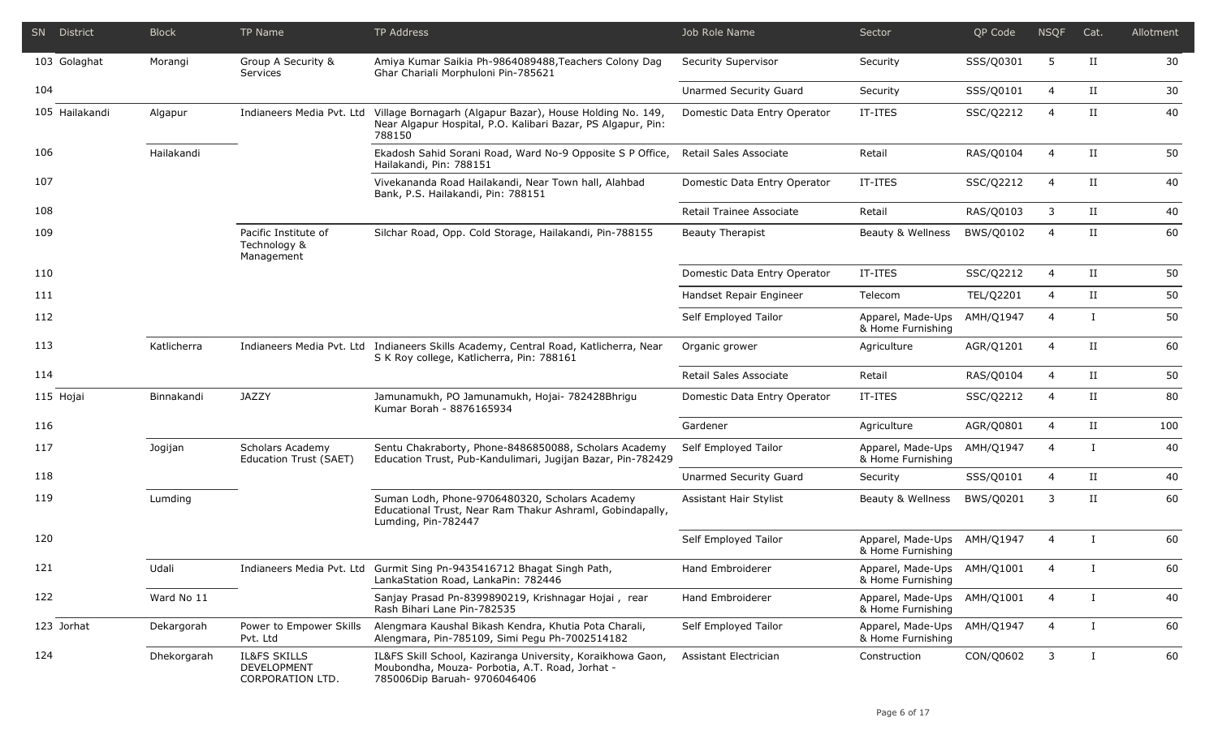| SN | District | Block | TP Name | TP Address | Job Role Name | Sector | QP Code | NSQF | Cat. | Allotment |
|---|---|---|---|---|---|---|---|---|---|---|
| 103 | Golaghat | Morangi | Group A Security & Services | Amiya Kumar Saikia Ph-9864089488,Teachers Colony Dag Ghar Chariali Morphuloni Pin-785621 | Security Supervisor | Security | SSS/Q0301 | 5 | II | 30 |
| 104 | | | | | Unarmed Security Guard | Security | SSS/Q0101 | 4 | II | 30 |
| 105 | Hailakandi | Algapur | Indianeers Media Pvt. Ltd | Village Bornagarh (Algapur Bazar), House Holding No. 149, Near Algapur Hospital, P.O. Kalibari Bazar, PS Algapur, Pin: 788150 | Domestic Data Entry Operator | IT-ITES | SSC/Q2212 | 4 | II | 40 |
| 106 | | Hailakandi | | Ekadosh Sahid Sorani Road, Ward No-9 Opposite S P Office, Hailakandi, Pin: 788151 | Retail Sales Associate | Retail | RAS/Q0104 | 4 | II | 50 |
| 107 | | | | Vivekananda Road Hailakandi, Near Town hall, Alahbad Bank, P.S. Hailakandi, Pin: 788151 | Domestic Data Entry Operator | IT-ITES | SSC/Q2212 | 4 | II | 40 |
| 108 | | | | | Retail Trainee Associate | Retail | RAS/Q0103 | 3 | II | 40 |
| 109 | | | Pacific Institute of Technology & Management | Silchar Road, Opp. Cold Storage, Hailakandi, Pin-788155 | Beauty Therapist | Beauty & Wellness | BWS/Q0102 | 4 | II | 60 |
| 110 | | | | | Domestic Data Entry Operator | IT-ITES | SSC/Q2212 | 4 | II | 50 |
| 111 | | | | | Handset Repair Engineer | Telecom | TEL/Q2201 | 4 | II | 50 |
| 112 | | | | | Self Employed Tailor | Apparel, Made-Ups & Home Furnishing | AMH/Q1947 | 4 | I | 50 |
| 113 | | Katlicherra | Indianeers Media Pvt. Ltd | Indianeers Skills Academy, Central Road, Katlicherra, Near S K Roy college, Katlicherra, Pin: 788161 | Organic grower | Agriculture | AGR/Q1201 | 4 | II | 60 |
| 114 | | | | | Retail Sales Associate | Retail | RAS/Q0104 | 4 | II | 50 |
| 115 | Hojai | Binnakandi | JAZZY | Jamunamukh, PO Jamunamukh, Hojai- 782428Bhrigu Kumar Borah - 8876165934 | Domestic Data Entry Operator | IT-ITES | SSC/Q2212 | 4 | II | 80 |
| 116 | | | | | Gardener | Agriculture | AGR/Q0801 | 4 | II | 100 |
| 117 | | Jogijan | Scholars Academy Education Trust (SAET) | Sentu Chakraborty, Phone-8486850088, Scholars Academy Education Trust, Pub-Kandulimari, Jugijan Bazar, Pin-782429 | Self Employed Tailor | Apparel, Made-Ups & Home Furnishing | AMH/Q1947 | 4 | I | 40 |
| 118 | | | | | Unarmed Security Guard | Security | SSS/Q0101 | 4 | II | 40 |
| 119 | | Lumding | | Suman Lodh, Phone-9706480320, Scholars Academy Educational Trust, Near Ram Thakur Ashraml, Gobindapally, Lumding, Pin-782447 | Assistant Hair Stylist | Beauty & Wellness | BWS/Q0201 | 3 | II | 60 |
| 120 | | | | | Self Employed Tailor | Apparel, Made-Ups & Home Furnishing | AMH/Q1947 | 4 | I | 60 |
| 121 | | Udali | Indianeers Media Pvt. Ltd | Gurmit Sing Pn-9435416712 Bhagat Singh Path, LankaStation Road, LankaPin: 782446 | Hand Embroiderer | Apparel, Made-Ups & Home Furnishing | AMH/Q1001 | 4 | I | 60 |
| 122 | | Ward No 11 | | Sanjay Prasad Pn-8399890219, Krishnagar Hojai , rear Rash Bihari Lane Pin-782535 | Hand Embroiderer | Apparel, Made-Ups & Home Furnishing | AMH/Q1001 | 4 | I | 40 |
| 123 | Jorhat | Dekargorah | Power to Empower Skills Pvt. Ltd | Alengmara Kaushal Bikash Kendra, Khutia Pota Charali, Alengmara, Pin-785109, Simi Pegu Ph-7002514182 | Self Employed Tailor | Apparel, Made-Ups & Home Furnishing | AMH/Q1947 | 4 | I | 60 |
| 124 | | Dhekorgarah | IL&FS SKILLS DEVELOPMENT CORPORATION LTD. | IL&FS Skill School, Kaziranga University, Koraikhowa Gaon, Moubondha, Mouza- Porbotia, A.T. Road, Jorhat - 785006Dip Baruah- 9706046406 | Assistant Electrician | Construction | CON/Q0602 | 3 | I | 60 |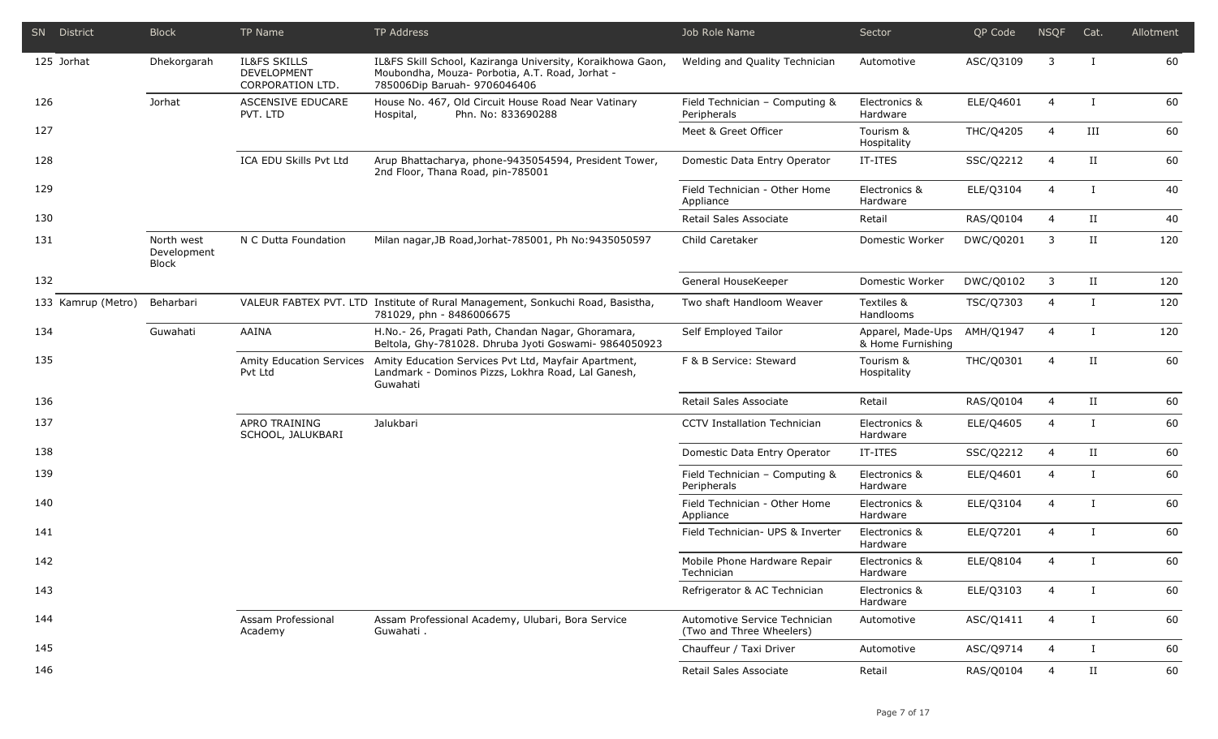| SN | District | Block | TP Name | TP Address | Job Role Name | Sector | QP Code | NSQF | Cat. | Allotment |
|---|---|---|---|---|---|---|---|---|---|---|
| 125 | Jorhat | Dhekorgarah | IL&FS SKILLS DEVELOPMENT CORPORATION LTD. | IL&FS Skill School, Kaziranga University, Koraikhowa Gaon, Moubondha, Mouza- Porbotia, A.T. Road, Jorhat - 785006Dip Baruah- 9706046406 | Welding and Quality Technician | Automotive | ASC/Q3109 | 3 | I | 60 |
| 126 | | Jorhat | ASCENSIVE EDUCARE PVT. LTD | House No. 467, Old Circuit House Road Near Vatinary Hospital, Phn. No: 833690288 | Field Technician – Computing & Peripherals | Electronics & Hardware | ELE/Q4601 | 4 | I | 60 |
| 127 | | | | | Meet & Greet Officer | Tourism & Hospitality | THC/Q4205 | 4 | III | 60 |
| 128 | | | ICA EDU Skills Pvt Ltd | Arup Bhattacharya, phone-9435054594, President Tower, 2nd Floor, Thana Road, pin-785001 | Domestic Data Entry Operator | IT-ITES | SSC/Q2212 | 4 | II | 60 |
| 129 | | | | | Field Technician - Other Home Appliance | Electronics & Hardware | ELE/Q3104 | 4 | I | 40 |
| 130 | | | | | Retail Sales Associate | Retail | RAS/Q0104 | 4 | II | 40 |
| 131 | | North west Development Block | N C Dutta Foundation | Milan nagar,JB Road,Jorhat-785001, Ph No:9435050597 | Child Caretaker | Domestic Worker | DWC/Q0201 | 3 | II | 120 |
| 132 | | | | | General HouseKeeper | Domestic Worker | DWC/Q0102 | 3 | II | 120 |
| 133 | Kamrup (Metro) | Beharbari | VALEUR FABTEX PVT. LTD | Institute of Rural Management, Sonkuchi Road, Basistha, 781029, phn - 8486006675 | Two shaft Handloom Weaver | Textiles & Handlooms | TSC/Q7303 | 4 | I | 120 |
| 134 | | Guwahati | AAINA | H.No.- 26, Pragati Path, Chandan Nagar, Ghoramara, Beltola, Ghy-781028. Dhruba Jyoti Goswami- 9864050923 | Self Employed Tailor | Apparel, Made-Ups & Home Furnishing | AMH/Q1947 | 4 | I | 120 |
| 135 | | | Amity Education Services Pvt Ltd | Amity Education Services Pvt Ltd, Mayfair Apartment, Landmark - Dominos Pizzs, Lokhra Road, Lal Ganesh, Guwahati | F & B Service: Steward | Tourism & Hospitality | THC/Q0301 | 4 | II | 60 |
| 136 | | | | | Retail Sales Associate | Retail | RAS/Q0104 | 4 | II | 60 |
| 137 | | | APRO TRAINING SCHOOL, JALUKBARI | Jalukbari | CCTV Installation Technician | Electronics & Hardware | ELE/Q4605 | 4 | I | 60 |
| 138 | | | | | Domestic Data Entry Operator | IT-ITES | SSC/Q2212 | 4 | II | 60 |
| 139 | | | | | Field Technician – Computing & Peripherals | Electronics & Hardware | ELE/Q4601 | 4 | I | 60 |
| 140 | | | | | Field Technician - Other Home Appliance | Electronics & Hardware | ELE/Q3104 | 4 | I | 60 |
| 141 | | | | | Field Technician- UPS & Inverter | Electronics & Hardware | ELE/Q7201 | 4 | I | 60 |
| 142 | | | | | Mobile Phone Hardware Repair Technician | Electronics & Hardware | ELE/Q8104 | 4 | I | 60 |
| 143 | | | | | Refrigerator & AC Technician | Electronics & Hardware | ELE/Q3103 | 4 | I | 60 |
| 144 | | | Assam Professional Academy | Assam Professional Academy, Ulubari, Bora Service Guwahati . | Automotive Service Technician (Two and Three Wheelers) | Automotive | ASC/Q1411 | 4 | I | 60 |
| 145 | | | | | Chauffeur / Taxi Driver | Automotive | ASC/Q9714 | 4 | I | 60 |
| 146 | | | | | Retail Sales Associate | Retail | RAS/Q0104 | 4 | II | 60 |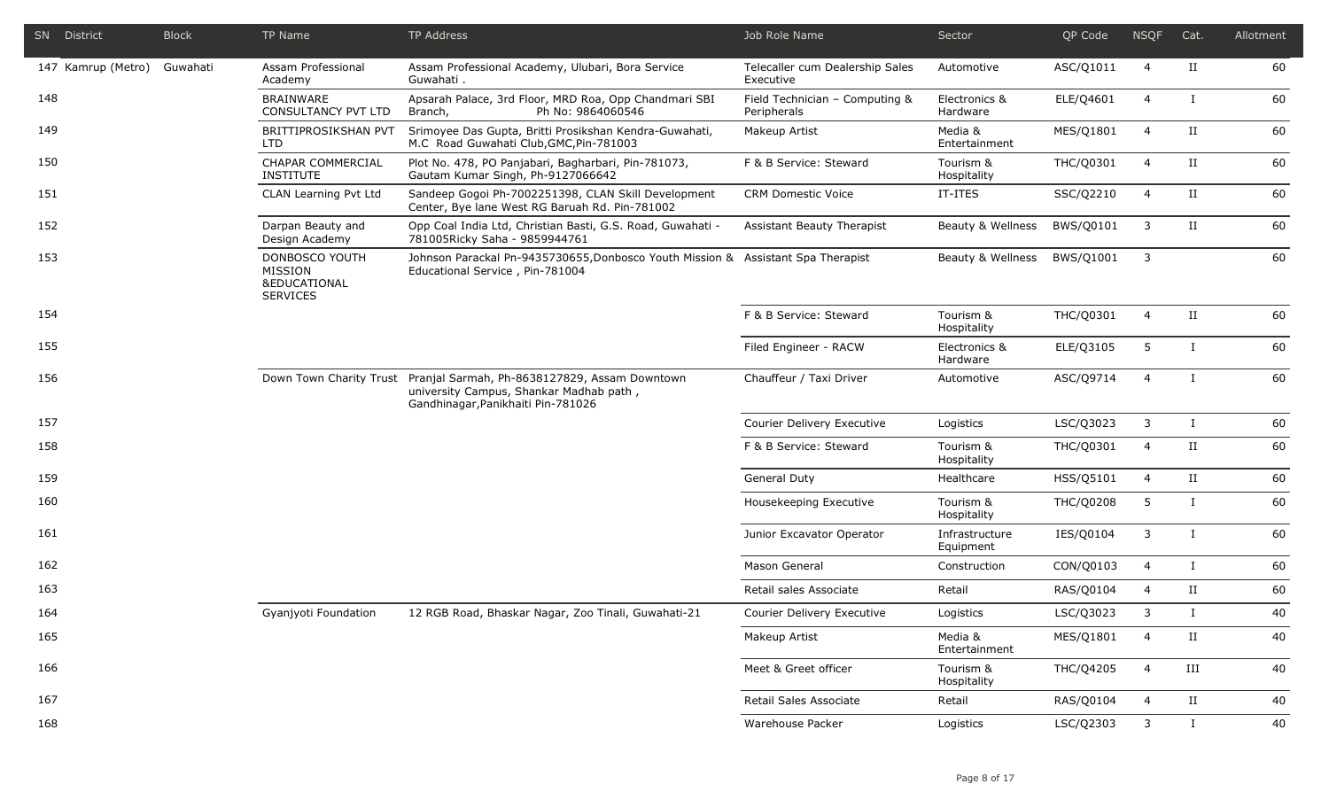| SN | District | Block | TP Name | TP Address | Job Role Name | Sector | QP Code | NSQF | Cat. | Allotment |
|---|---|---|---|---|---|---|---|---|---|---|
| 147 | Kamrup (Metro) | Guwahati | Assam Professional Academy | Assam Professional Academy, Ulubari, Bora Service Guwahati . | Telecaller cum Dealership Sales Executive | Automotive | ASC/Q1011 | 4 | II | 60 |
| 148 | | | BRAINWARE CONSULTANCY PVT LTD | Apsarah Palace, 3rd Floor, MRD Roa, Opp Chandmari SBI Branch, Ph No: 9864060546 | Field Technician – Computing & Peripherals | Electronics & Hardware | ELE/Q4601 | 4 | I | 60 |
| 149 | | | BRITTIPROSIKSHAN PVT LTD | Srimoyee Das Gupta, Britti Prosikshan Kendra-Guwahati, M.C Road Guwahati Club,GMC,Pin-781003 | Makeup Artist | Media & Entertainment | MES/Q1801 | 4 | II | 60 |
| 150 | | | CHAPAR COMMERCIAL INSTITUTE | Plot No. 478, PO Panjabari, Bagharbari, Pin-781073, Gautam Kumar Singh, Ph-9127066642 | F & B Service: Steward | Tourism & Hospitality | THC/Q0301 | 4 | II | 60 |
| 151 | | | CLAN Learning Pvt Ltd | Sandeep Gogoi Ph-7002251398, CLAN Skill Development Center, Bye lane West RG Baruah Rd. Pin-781002 | CRM Domestic Voice | IT-ITES | SSC/Q2210 | 4 | II | 60 |
| 152 | | | Darpan Beauty and Design Academy | Opp Coal India Ltd, Christian Basti, G.S. Road, Guwahati - 781005Ricky Saha - 9859944761 | Assistant Beauty Therapist | Beauty & Wellness | BWS/Q0101 | 3 | II | 60 |
| 153 | | | DONBOSCO YOUTH MISSION &EDUCATIONAL SERVICES | Johnson Parackal Pn-9435730655,Donbosco Youth Mission & Educational Service , Pin-781004 | Assistant Spa Therapist | Beauty & Wellness | BWS/Q1001 | 3 | | 60 |
| 154 | | | | | F & B Service: Steward | Tourism & Hospitality | THC/Q0301 | 4 | II | 60 |
| 155 | | | | | Filed Engineer - RACW | Electronics & Hardware | ELE/Q3105 | 5 | I | 60 |
| 156 | | | Down Town Charity Trust | Pranjal Sarmah, Ph-8638127829, Assam Downtown university Campus, Shankar Madhab path , Gandhinagar,Panikhaiti Pin-781026 | Chauffeur / Taxi Driver | Automotive | ASC/Q9714 | 4 | I | 60 |
| 157 | | | | | Courier Delivery Executive | Logistics | LSC/Q3023 | 3 | I | 60 |
| 158 | | | | | F & B Service: Steward | Tourism & Hospitality | THC/Q0301 | 4 | II | 60 |
| 159 | | | | | General Duty | Healthcare | HSS/Q5101 | 4 | II | 60 |
| 160 | | | | | Housekeeping Executive | Tourism & Hospitality | THC/Q0208 | 5 | I | 60 |
| 161 | | | | | Junior Excavator Operator | Infrastructure Equipment | IES/Q0104 | 3 | I | 60 |
| 162 | | | | | Mason General | Construction | CON/Q0103 | 4 | I | 60 |
| 163 | | | | | Retail sales Associate | Retail | RAS/Q0104 | 4 | II | 60 |
| 164 | | | Gyanjyoti Foundation | 12 RGB Road, Bhaskar Nagar, Zoo Tinali, Guwahati-21 | Courier Delivery Executive | Logistics | LSC/Q3023 | 3 | I | 40 |
| 165 | | | | | Makeup Artist | Media & Entertainment | MES/Q1801 | 4 | II | 40 |
| 166 | | | | | Meet & Greet officer | Tourism & Hospitality | THC/Q4205 | 4 | III | 40 |
| 167 | | | | | Retail Sales Associate | Retail | RAS/Q0104 | 4 | II | 40 |
| 168 | | | | | Warehouse Packer | Logistics | LSC/Q2303 | 3 | I | 40 |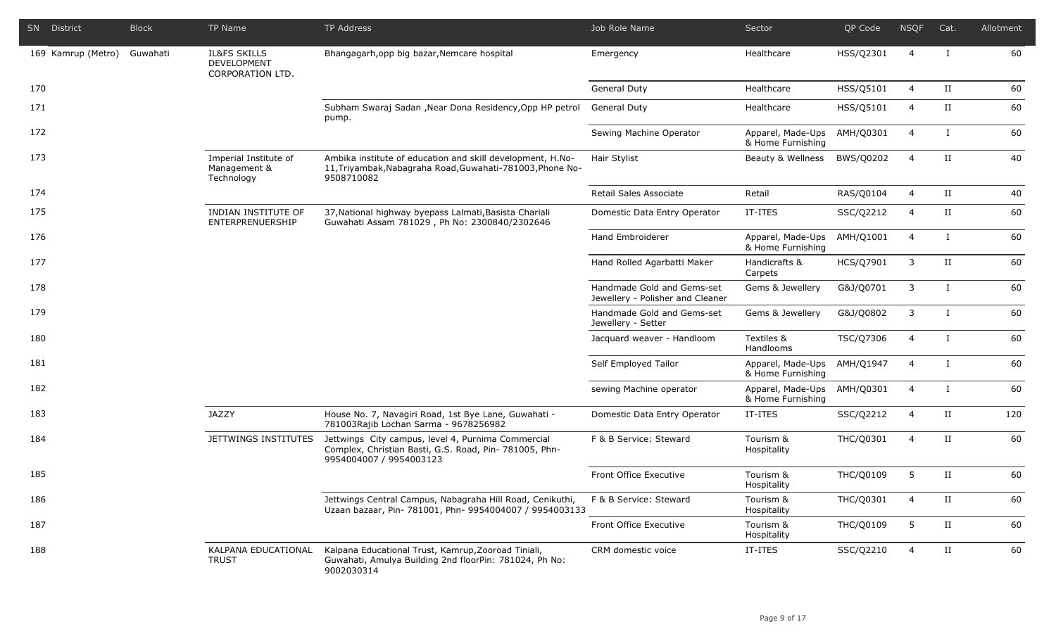| SN | District | Block | TP Name | TP Address | Job Role Name | Sector | QP Code | NSQF | Cat. | Allotment |
|---|---|---|---|---|---|---|---|---|---|---|
| 169 | Kamrup (Metro) | Guwahati | IL&FS SKILLS DEVELOPMENT CORPORATION LTD. | Bhangagarh,opp big bazar,Nemcare hospital | Emergency | Healthcare | HSS/Q2301 | 4 | I | 60 |
| 170 | | | | | General Duty | Healthcare | HSS/Q5101 | 4 | II | 60 |
| 171 | | | | Subham Swaraj Sadan ,Near Dona Residency,Opp HP petrol pump. | General Duty | Healthcare | HSS/Q5101 | 4 | II | 60 |
| 172 | | | | | Sewing Machine Operator | Apparel, Made-Ups & Home Furnishing | AMH/Q0301 | 4 | I | 60 |
| 173 | | | Imperial Institute of Management & Technology | Ambika institute of education and skill development, H.No-11,Triyambak,Nabagraha Road,Guwahati-781003,Phone No-9508710082 | Hair Stylist | Beauty & Wellness | BWS/Q0202 | 4 | II | 40 |
| 174 | | | | | Retail Sales Associate | Retail | RAS/Q0104 | 4 | II | 40 |
| 175 | | | INDIAN INSTITUTE OF ENTERPRENUERSHIP | 37,National highway byepass Lalmati,Basista Chariali Guwahati Assam 781029 , Ph No: 2300840/2302646 | Domestic Data Entry Operator | IT-ITES | SSC/Q2212 | 4 | II | 60 |
| 176 | | | | | Hand Embroiderer | Apparel, Made-Ups & Home Furnishing | AMH/Q1001 | 4 | I | 60 |
| 177 | | | | | Hand Rolled Agarbatti Maker | Handicrafts & Carpets | HCS/Q7901 | 3 | II | 60 |
| 178 | | | | | Handmade Gold and Gems-set Jewellery - Polisher and Cleaner | Gems & Jewellery | G&J/Q0701 | 3 | I | 60 |
| 179 | | | | | Handmade Gold and Gems-set Jewellery - Setter | Gems & Jewellery | G&J/Q0802 | 3 | I | 60 |
| 180 | | | | | Jacquard weaver - Handloom | Textiles & Handlooms | TSC/Q7306 | 4 | I | 60 |
| 181 | | | | | Self Employed Tailor | Apparel, Made-Ups & Home Furnishing | AMH/Q1947 | 4 | I | 60 |
| 182 | | | | | sewing Machine operator | Apparel, Made-Ups & Home Furnishing | AMH/Q0301 | 4 | I | 60 |
| 183 | | | JAZZY | House No. 7, Navagiri Road, 1st Bye Lane, Guwahati - 781003Rajib Lochan Sarma - 9678256982 | Domestic Data Entry Operator | IT-ITES | SSC/Q2212 | 4 | II | 120 |
| 184 | | | JETTWINGS INSTITUTES | Jettwings City campus, level 4, Purnima Commercial Complex, Christian Basti, G.S. Road, Pin- 781005, Phn- 9954004007 / 9954003123 | F & B Service: Steward | Tourism & Hospitality | THC/Q0301 | 4 | II | 60 |
| 185 | | | | | Front Office Executive | Tourism & Hospitality | THC/Q0109 | 5 | II | 60 |
| 186 | | | | Jettwings Central Campus, Nabagraha Hill Road, Cenikuthi, Uzaan bazaar, Pin- 781001, Phn- 9954004007 / 9954003133 | F & B Service: Steward | Tourism & Hospitality | THC/Q0301 | 4 | II | 60 |
| 187 | | | | | Front Office Executive | Tourism & Hospitality | THC/Q0109 | 5 | II | 60 |
| 188 | | | KALPANA EDUCATIONAL TRUST | Kalpana Educational Trust, Kamrup,Zooroad Tiniali, Guwahati, Amulya Building 2nd floorPin: 781024, Ph No: 9002030314 | CRM domestic voice | IT-ITES | SSC/Q2210 | 4 | II | 60 |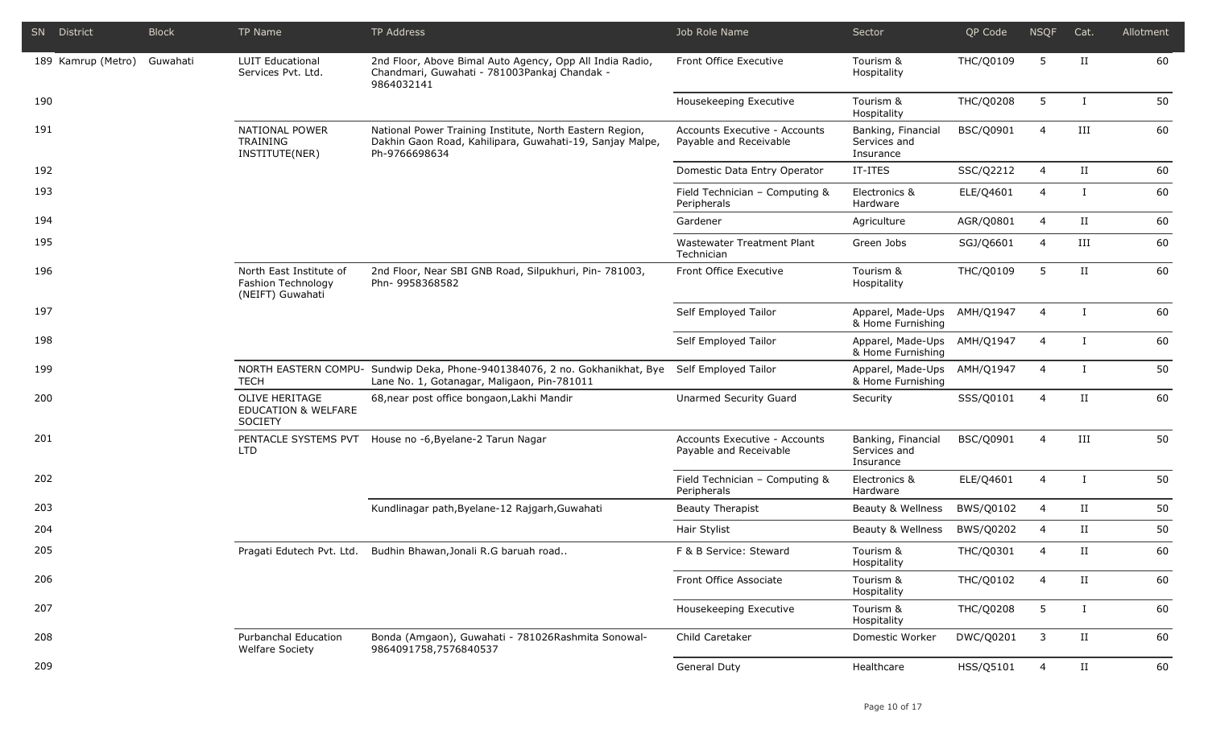| SN | District | Block | TP Name | TP Address | Job Role Name | Sector | QP Code | NSQF | Cat. | Allotment |
|---|---|---|---|---|---|---|---|---|---|---|
| 189 | Kamrup (Metro) | Guwahati | LUIT Educational Services Pvt. Ltd. | 2nd Floor, Above Bimal Auto Agency, Opp All India Radio, Chandmari, Guwahati - 781003Pankaj Chandak - 9864032141 | Front Office Executive | Tourism & Hospitality | THC/Q0109 | 5 | II | 60 |
| 190 | | | | | Housekeeping Executive | Tourism & Hospitality | THC/Q0208 | 5 | I | 50 |
| 191 | | | NATIONAL POWER TRAINING INSTITUTE(NER) | National Power Training Institute, North Eastern Region, Dakhin Gaon Road, Kahilipara, Guwahati-19, Sanjay Malpe, Ph-9766698634 | Accounts Executive - Accounts Payable and Receivable | Banking, Financial Services and Insurance | BSC/Q0901 | 4 | III | 60 |
| 192 | | | | | Domestic Data Entry Operator | IT-ITES | SSC/Q2212 | 4 | II | 60 |
| 193 | | | | | Field Technician – Computing & Peripherals | Electronics & Hardware | ELE/Q4601 | 4 | I | 60 |
| 194 | | | | | Gardener | Agriculture | AGR/Q0801 | 4 | II | 60 |
| 195 | | | | | Wastewater Treatment Plant Technician | Green Jobs | SGJ/Q6601 | 4 | III | 60 |
| 196 | | | North East Institute of Fashion Technology (NEIFT) Guwahati | 2nd Floor, Near SBI GNB Road, Silpukhuri, Pin- 781003, Phn- 9958368582 | Front Office Executive | Tourism & Hospitality | THC/Q0109 | 5 | II | 60 |
| 197 | | | | | Self Employed Tailor | Apparel, Made-Ups & Home Furnishing | AMH/Q1947 | 4 | I | 60 |
| 198 | | | | | Self Employed Tailor | Apparel, Made-Ups & Home Furnishing | AMH/Q1947 | 4 | I | 60 |
| 199 | | | NORTH EASTERN COMPU-TECH | Sundwip Deka, Phone-9401384076, 2 no. Gokhanikhat, Bye Lane No. 1, Gotanagar, Maligaon, Pin-781011 | Self Employed Tailor | Apparel, Made-Ups & Home Furnishing | AMH/Q1947 | 4 | I | 50 |
| 200 | | | OLIVE HERITAGE EDUCATION & WELFARE SOCIETY | 68,near post office bongaon,Lakhi Mandir | Unarmed Security Guard | Security | SSS/Q0101 | 4 | II | 60 |
| 201 | | | PENTACLE SYSTEMS PVT LTD | House no -6,Byelane-2 Tarun Nagar | Accounts Executive - Accounts Payable and Receivable | Banking, Financial Services and Insurance | BSC/Q0901 | 4 | III | 50 |
| 202 | | | | | Field Technician – Computing & Peripherals | Electronics & Hardware | ELE/Q4601 | 4 | I | 50 |
| 203 | | | | Kundlinagar path,Byelane-12 Rajgarh,Guwahati | Beauty Therapist | Beauty & Wellness | BWS/Q0102 | 4 | II | 50 |
| 204 | | | | | Hair Stylist | Beauty & Wellness | BWS/Q0202 | 4 | II | 50 |
| 205 | | | Pragati Edutech Pvt. Ltd. | Budhin Bhawan,Jonali R.G baruah road.. | F & B Service: Steward | Tourism & Hospitality | THC/Q0301 | 4 | II | 60 |
| 206 | | | | | Front Office Associate | Tourism & Hospitality | THC/Q0102 | 4 | II | 60 |
| 207 | | | | | Housekeeping Executive | Tourism & Hospitality | THC/Q0208 | 5 | I | 60 |
| 208 | | | Purbanchal Education Welfare Society | Bonda (Amgaon), Guwahati - 781026Rashmita Sonowal- 9864091758,7576840537 | Child Caretaker | Domestic Worker | DWC/Q0201 | 3 | II | 60 |
| 209 | | | | | General Duty | Healthcare | HSS/Q5101 | 4 | II | 60 |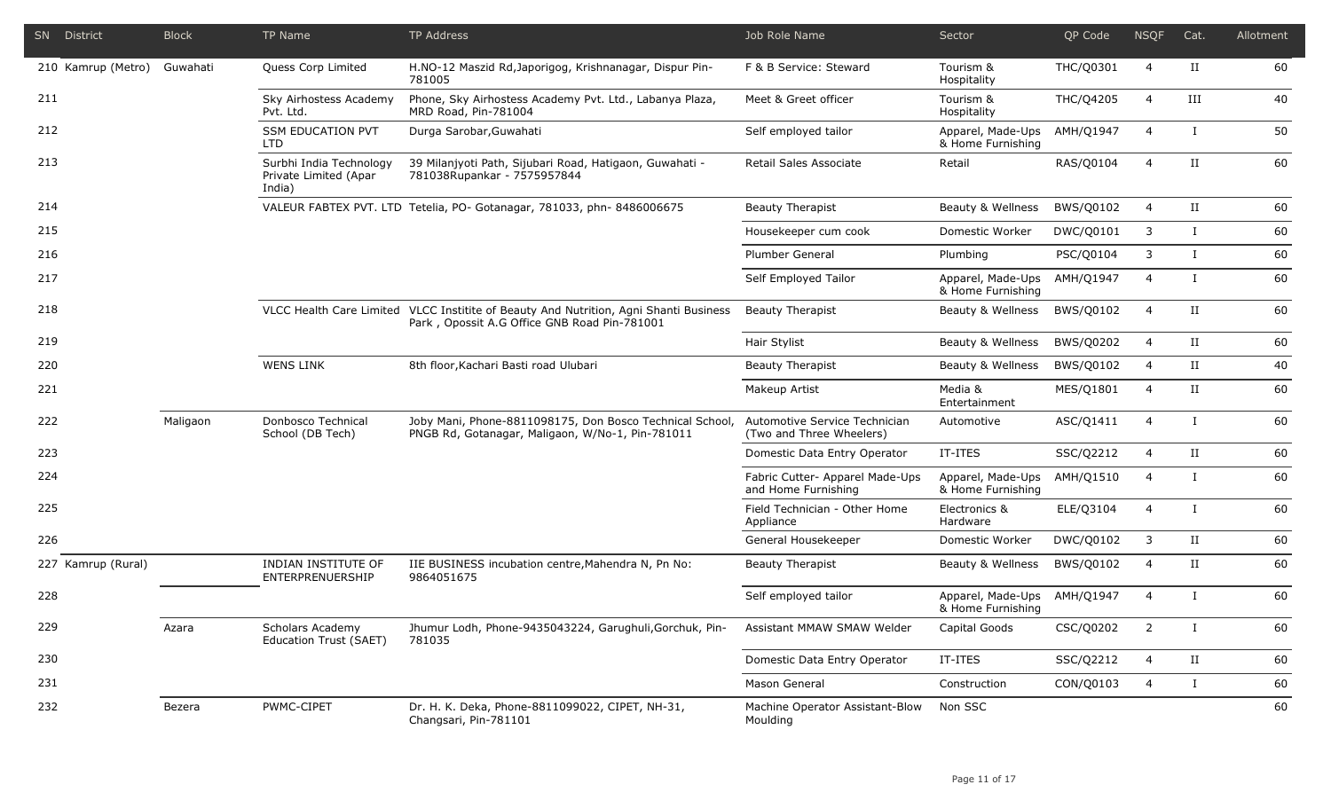| SN | District | Block | TP Name | TP Address | Job Role Name | Sector | QP Code | NSQF | Cat. | Allotment |
|---|---|---|---|---|---|---|---|---|---|---|
| 210 | Kamrup (Metro) | Guwahati | Quess Corp Limited | H.NO-12 Maszid Rd,Japorigog, Krishnanagar, Dispur Pin-781005 | F & B Service: Steward | Tourism & Hospitality | THC/Q0301 | 4 | II | 60 |
| 211 | | | Sky Airhostess Academy Pvt. Ltd. | Phone, Sky Airhostess Academy Pvt. Ltd., Labanya Plaza, MRD Road, Pin-781004 | Meet & Greet officer | Tourism & Hospitality | THC/Q4205 | 4 | III | 40 |
| 212 | | | SSM EDUCATION PVT LTD | Durga Sarobar,Guwahati | Self employed tailor | Apparel, Made-Ups & Home Furnishing | AMH/Q1947 | 4 | I | 50 |
| 213 | | | Surbhi India Technology Private Limited (Apar India) | 39 Milanjyoti Path, Sijubari Road, Hatigaon, Guwahati - 781038Rupankar - 7575957844 | Retail Sales Associate | Retail | RAS/Q0104 | 4 | II | 60 |
| 214 | | | VALEUR FABTEX PVT. LTD | Tetelia, PO- Gotanagar, 781033, phn- 8486006675 | Beauty Therapist | Beauty & Wellness | BWS/Q0102 | 4 | II | 60 |
| 215 | | | | | Housekeeper cum cook | Domestic Worker | DWC/Q0101 | 3 | I | 60 |
| 216 | | | | | Plumber General | Plumbing | PSC/Q0104 | 3 | I | 60 |
| 217 | | | | | Self Employed Tailor | Apparel, Made-Ups & Home Furnishing | AMH/Q1947 | 4 | I | 60 |
| 218 | | | VLCC Health Care Limited | VLCC Institite of Beauty And Nutrition, Agni Shanti Business Park , Opossit A.G Office GNB Road Pin-781001 | Beauty Therapist | Beauty & Wellness | BWS/Q0102 | 4 | II | 60 |
| 219 | | | | | Hair Stylist | Beauty & Wellness | BWS/Q0202 | 4 | II | 60 |
| 220 | | | WENS LINK | 8th floor,Kachari Basti road Ulubari | Beauty Therapist | Beauty & Wellness | BWS/Q0102 | 4 | II | 40 |
| 221 | | | | | Makeup Artist | Media & Entertainment | MES/Q1801 | 4 | II | 60 |
| 222 | | Maligaon | Donbosco Technical School (DB Tech) | Joby Mani, Phone-8811098175, Don Bosco Technical School, PNGB Rd, Gotanagar, Maligaon, W/No-1, Pin-781011 | Automotive Service Technician (Two and Three Wheelers) | Automotive | ASC/Q1411 | 4 | I | 60 |
| 223 | | | | | Domestic Data Entry Operator | IT-ITES | SSC/Q2212 | 4 | II | 60 |
| 224 | | | | | Fabric Cutter- Apparel Made-Ups and Home Furnishing | Apparel, Made-Ups & Home Furnishing | AMH/Q1510 | 4 | I | 60 |
| 225 | | | | | Field Technician - Other Home Appliance | Electronics & Hardware | ELE/Q3104 | 4 | I | 60 |
| 226 | | | | | General Housekeeper | Domestic Worker | DWC/Q0102 | 3 | II | 60 |
| 227 | Kamrup (Rural) | | INDIAN INSTITUTE OF ENTERPRENUERSHIP | IIE BUSINESS incubation centre,Mahendra N, Pn No: 9864051675 | Beauty Therapist | Beauty & Wellness | BWS/Q0102 | 4 | II | 60 |
| 228 | | | | | Self employed tailor | Apparel, Made-Ups & Home Furnishing | AMH/Q1947 | 4 | I | 60 |
| 229 | | Azara | Scholars Academy Education Trust (SAET) | Jhumur Lodh, Phone-9435043224, Garughuli,Gorchuk, Pin-781035 | Assistant MMAW SMAW Welder | Capital Goods | CSC/Q0202 | 2 | I | 60 |
| 230 | | | | | Domestic Data Entry Operator | IT-ITES | SSC/Q2212 | 4 | II | 60 |
| 231 | | | | | Mason General | Construction | CON/Q0103 | 4 | I | 60 |
| 232 | | Bezera | PWMC-CIPET | Dr. H. K. Deka, Phone-8811099022, CIPET, NH-31, Changsari, Pin-781101 | Machine Operator Assistant-Blow Moulding | Non SSC | | | | 60 |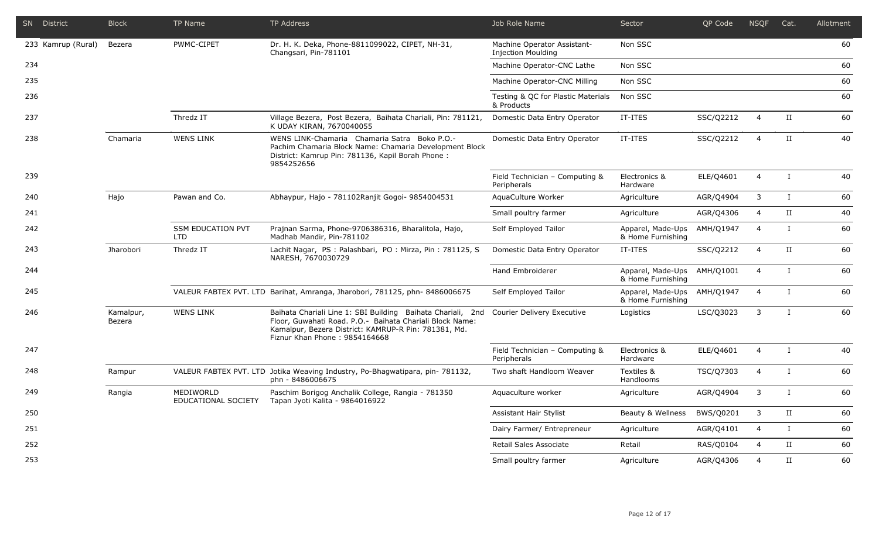| SN | District | Block | TP Name | TP Address | Job Role Name | Sector | QP Code | NSQF | Cat. | Allotment |
|---|---|---|---|---|---|---|---|---|---|---|
| 233 | Kamrup (Rural) | Bezera | PWMC-CIPET | Dr. H. K. Deka, Phone-8811099022, CIPET, NH-31, Changsari, Pin-781101 | Machine Operator Assistant-Injection Moulding | Non SSC | | | | 60 |
| 234 | | | | | Machine Operator-CNC Lathe | Non SSC | | | | 60 |
| 235 | | | | | Machine Operator-CNC Milling | Non SSC | | | | 60 |
| 236 | | | | | Testing & QC for Plastic Materials & Products | Non SSC | | | | 60 |
| 237 | | | Thredz IT | Village Bezera, Post Bezera, Baihata Chariali, Pin: 781121, K UDAY KIRAN, 7670040055 | Domestic Data Entry Operator | IT-ITES | SSC/Q2212 | 4 | II | 60 |
| 238 | | Chamaria | WENS LINK | WENS LINK-Chamaria Chamaria Satra Boko P.O.-Pachim Chamaria Block Name: Chamaria Development Block District: Kamrup Pin: 781136, Kapil Borah Phone : 9854252656 | Domestic Data Entry Operator | IT-ITES | SSC/Q2212 | 4 | II | 40 |
| 239 | | | | | Field Technician – Computing & Peripherals | Electronics & Hardware | ELE/Q4601 | 4 | I | 40 |
| 240 | | Hajo | Pawan and Co. | Abhaypur, Hajo - 781102Ranjit Gogoi- 9854004531 | AquaCulture Worker | Agriculture | AGR/Q4904 | 3 | I | 60 |
| 241 | | | | | Small poultry farmer | Agriculture | AGR/Q4306 | 4 | II | 40 |
| 242 | | | SSM EDUCATION PVT LTD | Prajnan Sarma, Phone-9706386316, Bharalitola, Hajo, Madhab Mandir, Pin-781102 | Self Employed Tailor | Apparel, Made-Ups & Home Furnishing | AMH/Q1947 | 4 | I | 60 |
| 243 | | Jharobori | Thredz IT | Lachit Nagar, PS : Palashbari, PO : Mirza, Pin : 781125, S NARESH, 7670030729 | Domestic Data Entry Operator | IT-ITES | SSC/Q2212 | 4 | II | 60 |
| 244 | | | | | Hand Embroiderer | Apparel, Made-Ups & Home Furnishing | AMH/Q1001 | 4 | I | 60 |
| 245 | | | VALEUR FABTEX PVT. LTD | Barihat, Amranga, Jharobori, 781125, phn- 8486006675 | Self Employed Tailor | Apparel, Made-Ups & Home Furnishing | AMH/Q1947 | 4 | I | 60 |
| 246 | | Kamalpur, Bezera | WENS LINK | Baihata Chariali Line 1: SBI Building Baihata Chariali, 2nd Floor, Guwahati Road. P.O.- Baihata Chariali Block Name: Kamalpur, Bezera District: KAMRUP-R Pin: 781381, Md. Fiznur Khan Phone : 9854164668 | Courier Delivery Executive | Logistics | LSC/Q3023 | 3 | I | 60 |
| 247 | | | | | Field Technician – Computing & Peripherals | Electronics & Hardware | ELE/Q4601 | 4 | I | 40 |
| 248 | | Rampur | VALEUR FABTEX PVT. LTD | Jotika Weaving Industry, Po-Bhagwatipara, pin- 781132, phn - 8486006675 | Two shaft Handloom Weaver | Textiles & Handlooms | TSC/Q7303 | 4 | I | 60 |
| 249 | | Rangia | MEDIWORLD EDUCATIONAL SOCIETY | Paschim Borigog Anchalik College, Rangia - 781350 Tapan Jyoti Kalita - 9864016922 | Aquaculture worker | Agriculture | AGR/Q4904 | 3 | I | 60 |
| 250 | | | | | Assistant Hair Stylist | Beauty & Wellness | BWS/Q0201 | 3 | II | 60 |
| 251 | | | | | Dairy Farmer/ Entrepreneur | Agriculture | AGR/Q4101 | 4 | I | 60 |
| 252 | | | | | Retail Sales Associate | Retail | RAS/Q0104 | 4 | II | 60 |
| 253 | | | | | Small poultry farmer | Agriculture | AGR/Q4306 | 4 | II | 60 |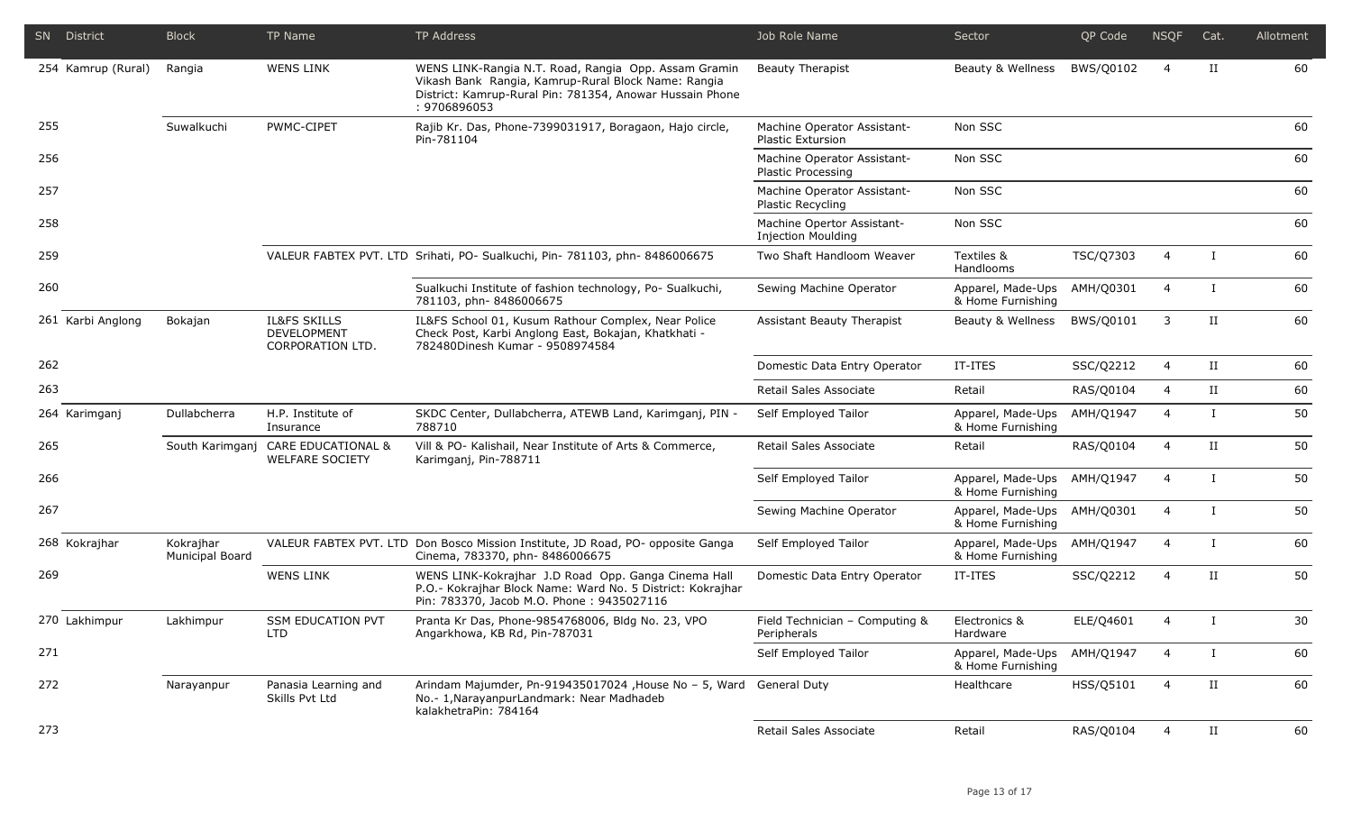| SN | District | Block | TP Name | TP Address | Job Role Name | Sector | QP Code | NSQF | Cat. | Allotment |
|---|---|---|---|---|---|---|---|---|---|---|
| 254 | Kamrup (Rural) | Rangia | WENS LINK | WENS LINK-Rangia N.T. Road, Rangia Opp. Assam Gramin Vikash Bank Rangia, Kamrup-Rural Block Name: Rangia District: Kamrup-Rural Pin: 781354, Anowar Hussain Phone : 9706896053 | Beauty Therapist | Beauty & Wellness | BWS/Q0102 | 4 | II | 60 |
| 255 | | Suwalkuchi | PWMC-CIPET | Rajib Kr. Das, Phone-7399031917, Boragaon, Hajo circle, Pin-781104 | Machine Operator Assistant-Plastic Extursion | Non SSC | | | | 60 |
| 256 | | | | | Machine Operator Assistant-Plastic Processing | Non SSC | | | | 60 |
| 257 | | | | | Machine Operator Assistant-Plastic Recycling | Non SSC | | | | 60 |
| 258 | | | | | Machine Opertor Assistant-Injection Moulding | Non SSC | | | | 60 |
| 259 | | | VALEUR FABTEX PVT. LTD | Srihati, PO- Sualkuchi, Pin- 781103, phn- 8486006675 | Two Shaft Handloom Weaver | Textiles & Handlooms | TSC/Q7303 | 4 | I | 60 |
| 260 | | | | Sualkuchi Institute of fashion technology, Po- Sualkuchi, 781103, phn- 8486006675 | Sewing Machine Operator | Apparel, Made-Ups & Home Furnishing | AMH/Q0301 | 4 | I | 60 |
| 261 | Karbi Anglong | Bokajan | IL&FS SKILLS DEVELOPMENT CORPORATION LTD. | IL&FS School 01, Kusum Rathour Complex, Near Police Check Post, Karbi Anglong East, Bokajan, Khatkhati - 782480Dinesh Kumar - 9508974584 | Assistant Beauty Therapist | Beauty & Wellness | BWS/Q0101 | 3 | II | 60 |
| 262 | | | | | Domestic Data Entry Operator | IT-ITES | SSC/Q2212 | 4 | II | 60 |
| 263 | | | | | Retail Sales Associate | Retail | RAS/Q0104 | 4 | II | 60 |
| 264 | Karimganj | Dullabcherra | H.P. Institute of Insurance | SKDC Center, Dullabcherra, ATEWB Land, Karimganj, PIN - 788710 | Self Employed Tailor | Apparel, Made-Ups & Home Furnishing | AMH/Q1947 | 4 | I | 50 |
| 265 | | South Karimganj | CARE EDUCATIONAL & WELFARE SOCIETY | Vill & PO- Kalishail, Near Institute of Arts & Commerce, Karimganj, Pin-788711 | Retail Sales Associate | Retail | RAS/Q0104 | 4 | II | 50 |
| 266 | | | | | Self Employed Tailor | Apparel, Made-Ups & Home Furnishing | AMH/Q1947 | 4 | I | 50 |
| 267 | | | | | Sewing Machine Operator | Apparel, Made-Ups & Home Furnishing | AMH/Q0301 | 4 | I | 50 |
| 268 | Kokrajhar | Kokrajhar Municipal Board | VALEUR FABTEX PVT. LTD | Don Bosco Mission Institute, JD Road, PO- opposite Ganga Cinema, 783370, phn- 8486006675 | Self Employed Tailor | Apparel, Made-Ups & Home Furnishing | AMH/Q1947 | 4 | I | 60 |
| 269 | | | WENS LINK | WENS LINK-Kokrajhar J.D Road Opp. Ganga Cinema Hall P.O.- Kokrajhar Block Name: Ward No. 5 District: Kokrajhar Pin: 783370, Jacob M.O. Phone : 9435027116 | Domestic Data Entry Operator | IT-ITES | SSC/Q2212 | 4 | II | 50 |
| 270 | Lakhimpur | Lakhimpur | SSM EDUCATION PVT LTD | Pranta Kr Das, Phone-9854768006, Bldg No. 23, VPO Angarkhowa, KB Rd, Pin-787031 | Field Technician – Computing & Peripherals | Electronics & Hardware | ELE/Q4601 | 4 | I | 30 |
| 271 | | | | | Self Employed Tailor | Apparel, Made-Ups & Home Furnishing | AMH/Q1947 | 4 | I | 60 |
| 272 | | Narayanpur | Panasia Learning and Skills Pvt Ltd | Arindam Majumder, Pn-919435017024 ,House No – 5, Ward No.- 1,NarayanpurLandmark: Near Madhadeb kalakhetraPin: 784164 | General Duty | Healthcare | HSS/Q5101 | 4 | II | 60 |
| 273 | | | | | Retail Sales Associate | Retail | RAS/Q0104 | 4 | II | 60 |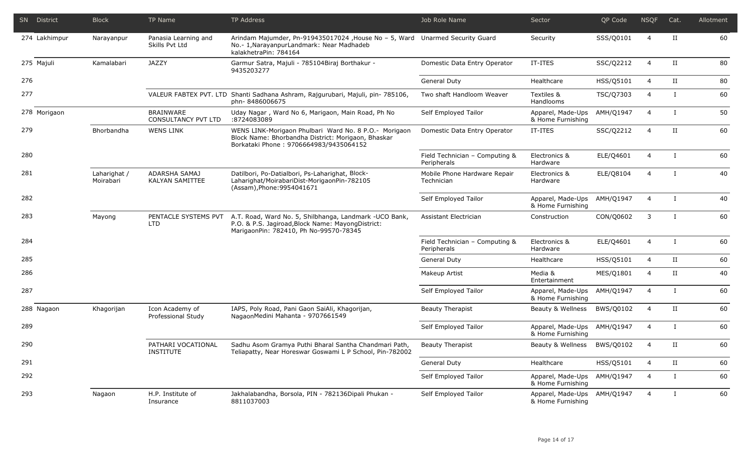| SN | District | Block | TP Name | TP Address | Job Role Name | Sector | QP Code | NSQF | Cat. | Allotment |
|---|---|---|---|---|---|---|---|---|---|---|
| 274 | Lakhimpur | Narayanpur | Panasia Learning and Skills Pvt Ltd | Arindam Majumder, Pn-919435017024 ,House No – 5, Ward No.- 1,NarayanpurLandmark: Near Madhadeb kalakhetraPin: 784164 | Unarmed Security Guard | Security | SSS/Q0101 | 4 | II | 60 |
| 275 | Majuli | Kamalabari | JAZZY | Garmur Satra, Majuli - 785104Biraj Borthakur - 9435203277 | Domestic Data Entry Operator | IT-ITES | SSC/Q2212 | 4 | II | 80 |
| 276 | | | | | General Duty | Healthcare | HSS/Q5101 | 4 | II | 80 |
| 277 | | | VALEUR FABTEX PVT. LTD | Shanti Sadhana Ashram, Rajgurubari, Majuli, pin- 785106, phn- 8486006675 | Two shaft Handloom Weaver | Textiles & Handlooms | TSC/Q7303 | 4 | I | 60 |
| 278 | Morigaon | | BRAINWARE CONSULTANCY PVT LTD | Uday Nagar , Ward No 6, Marigaon, Main Road, Ph No :8724083089 | Self Employed Tailor | Apparel, Made-Ups & Home Furnishing | AMH/Q1947 | 4 | I | 50 |
| 279 | | Bhorbandha | WENS LINK | WENS LINK-Morigaon Phulbari Ward No. 8 P.O.- Morigaon Block Name: Bhorbandha District: Morigaon, Bhaskar Borkataki Phone : 9706664983/9435064152 | Domestic Data Entry Operator | IT-ITES | SSC/Q2212 | 4 | II | 60 |
| 280 | | | | | Field Technician – Computing & Peripherals | Electronics & Hardware | ELE/Q4601 | 4 | I | 60 |
| 281 | | Laharighat / Moirabari | ADARSHA SAMAJ KALYAN SAMITTEE | Datilbori, Po-Datialbori, Ps-Laharighat, Block-Laharighat/MoirabariDist-MorigaonPin-782105 (Assam),Phone:9954041671 | Mobile Phone Hardware Repair Technician | Electronics & Hardware | ELE/Q8104 | 4 | I | 40 |
| 282 | | | | | Self Employed Tailor | Apparel, Made-Ups & Home Furnishing | AMH/Q1947 | 4 | I | 40 |
| 283 | | Mayong | PENTACLE SYSTEMS PVT LTD | A.T. Road, Ward No. 5, Shilbhanga, Landmark -UCO Bank, P.O. & P.S. Jagiroad,Block Name: MayongDistrict: MarigaonPin: 782410, Ph No-99570-78345 | Assistant Electrician | Construction | CON/Q0602 | 3 | I | 60 |
| 284 | | | | | Field Technician – Computing & Peripherals | Electronics & Hardware | ELE/Q4601 | 4 | I | 60 |
| 285 | | | | | General Duty | Healthcare | HSS/Q5101 | 4 | II | 60 |
| 286 | | | | | Makeup Artist | Media & Entertainment | MES/Q1801 | 4 | II | 40 |
| 287 | | | | | Self Employed Tailor | Apparel, Made-Ups & Home Furnishing | AMH/Q1947 | 4 | I | 60 |
| 288 | Nagaon | Khagorijan | Icon Academy of Professional Study | IAPS, Poly Road, Pani Gaon SaiAli, Khagorijan, NagaonMedini Mahanta - 9707661549 | Beauty Therapist | Beauty & Wellness | BWS/Q0102 | 4 | II | 60 |
| 289 | | | | | Self Employed Tailor | Apparel, Made-Ups & Home Furnishing | AMH/Q1947 | 4 | I | 60 |
| 290 | | | PATHARI VOCATIONAL INSTITUTE | Sadhu Asom Gramya Puthi Bharal Santha Chandmari Path, Teliapatty, Near Horeswar Goswami L P School, Pin-782002 | Beauty Therapist | Beauty & Wellness | BWS/Q0102 | 4 | II | 60 |
| 291 | | | | | General Duty | Healthcare | HSS/Q5101 | 4 | II | 60 |
| 292 | | | | | Self Employed Tailor | Apparel, Made-Ups & Home Furnishing | AMH/Q1947 | 4 | I | 60 |
| 293 | | Nagaon | H.P. Institute of Insurance | Jakhalabandha, Borsola, PIN - 782136Dipali Phukan - 8811037003 | Self Employed Tailor | Apparel, Made-Ups & Home Furnishing | AMH/Q1947 | 4 | I | 60 |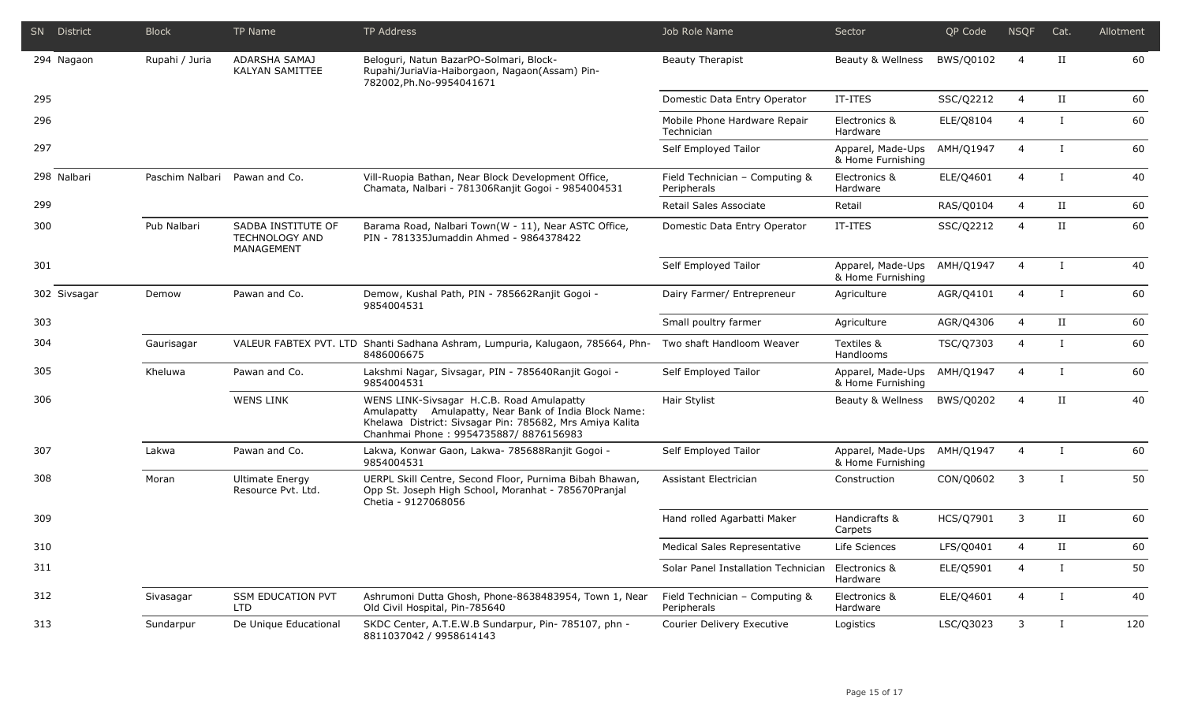| SN | District | Block | TP Name | TP Address | Job Role Name | Sector | QP Code | NSQF | Cat. | Allotment |
|---|---|---|---|---|---|---|---|---|---|---|
| 294 | Nagaon | Rupahi / Juria | ADARSHA SAMAJ KALYAN SAMITTEE | Beloguri, Natun BazarPO-Solmari, Block-Rupahi/JuriaVia-Haiborgaon, Nagaon(Assam) Pin-782002,Ph.No-9954041671 | Beauty Therapist | Beauty & Wellness | BWS/Q0102 | 4 | II | 60 |
| 295 | | | | | Domestic Data Entry Operator | IT-ITES | SSC/Q2212 | 4 | II | 60 |
| 296 | | | | | Mobile Phone Hardware Repair Technician | Electronics & Hardware | ELE/Q8104 | 4 | I | 60 |
| 297 | | | | | Self Employed Tailor | Apparel, Made-Ups & Home Furnishing | AMH/Q1947 | 4 | I | 60 |
| 298 | Nalbari | Paschim Nalbari | Pawan and Co. | Vill-Ruopia Bathan, Near Block Development Office, Chamata, Nalbari - 781306Ranjit Gogoi - 9854004531 | Field Technician – Computing & Peripherals | Electronics & Hardware | ELE/Q4601 | 4 | I | 40 |
| 299 | | | | | Retail Sales Associate | Retail | RAS/Q0104 | 4 | II | 60 |
| 300 | | Pub Nalbari | SADBA INSTITUTE OF TECHNOLOGY AND MANAGEMENT | Barama Road, Nalbari Town(W - 11), Near ASTC Office, PIN - 781335Jumaddin Ahmed - 9864378422 | Domestic Data Entry Operator | IT-ITES | SSC/Q2212 | 4 | II | 60 |
| 301 | | | | | Self Employed Tailor | Apparel, Made-Ups & Home Furnishing | AMH/Q1947 | 4 | I | 40 |
| 302 | Sivsagar | Demow | Pawan and Co. | Demow, Kushal Path, PIN - 785662Ranjit Gogoi - 9854004531 | Dairy Farmer/ Entrepreneur | Agriculture | AGR/Q4101 | 4 | I | 60 |
| 303 | | | | | Small poultry farmer | Agriculture | AGR/Q4306 | 4 | II | 60 |
| 304 | | Gaurisagar | VALEUR FABTEX PVT. LTD | Shanti Sadhana Ashram, Lumpuria, Kalugaon, 785664, Phn-8486006675 | Two shaft Handloom Weaver | Textiles & Handlooms | TSC/Q7303 | 4 | I | 60 |
| 305 | | Kheluwa | Pawan and Co. | Lakshmi Nagar, Sivsagar, PIN - 785640Ranjit Gogoi - 9854004531 | Self Employed Tailor | Apparel, Made-Ups & Home Furnishing | AMH/Q1947 | 4 | I | 60 |
| 306 | | | WENS LINK | WENS LINK-Sivsagar H.C.B. Road Amulapatty Amulapatty Amulapatty, Near Bank of India Block Name: Khelawa District: Sivsagar Pin: 785682, Mrs Amiya Kalita Chanhmai Phone : 9954735887/ 8876156983 | Hair Stylist | Beauty & Wellness | BWS/Q0202 | 4 | II | 40 |
| 307 | | Lakwa | Pawan and Co. | Lakwa, Konwar Gaon, Lakwa- 785688Ranjit Gogoi - 9854004531 | Self Employed Tailor | Apparel, Made-Ups & Home Furnishing | AMH/Q1947 | 4 | I | 60 |
| 308 | | Moran | Ultimate Energy Resource Pvt. Ltd. | UERPL Skill Centre, Second Floor, Purnima Bibah Bhawan, Opp St. Joseph High School, Moranhat - 785670Pranjal Chetia - 9127068056 | Assistant Electrician | Construction | CON/Q0602 | 3 | I | 50 |
| 309 | | | | | Hand rolled Agarbatti Maker | Handicrafts & Carpets | HCS/Q7901 | 3 | II | 60 |
| 310 | | | | | Medical Sales Representative | Life Sciences | LFS/Q0401 | 4 | II | 60 |
| 311 | | | | | Solar Panel Installation Technician | Electronics & Hardware | ELE/Q5901 | 4 | I | 50 |
| 312 | | Sivasagar | SSM EDUCATION PVT LTD | Ashrumoni Dutta Ghosh, Phone-8638483954, Town 1, Near Old Civil Hospital, Pin-785640 | Field Technician – Computing & Peripherals | Electronics & Hardware | ELE/Q4601 | 4 | I | 40 |
| 313 | | Sundarpur | De Unique Educational | SKDC Center, A.T.E.W.B Sundarpur, Pin- 785107, phn - 8811037042 / 9958614143 | Courier Delivery Executive | Logistics | LSC/Q3023 | 3 | I | 120 |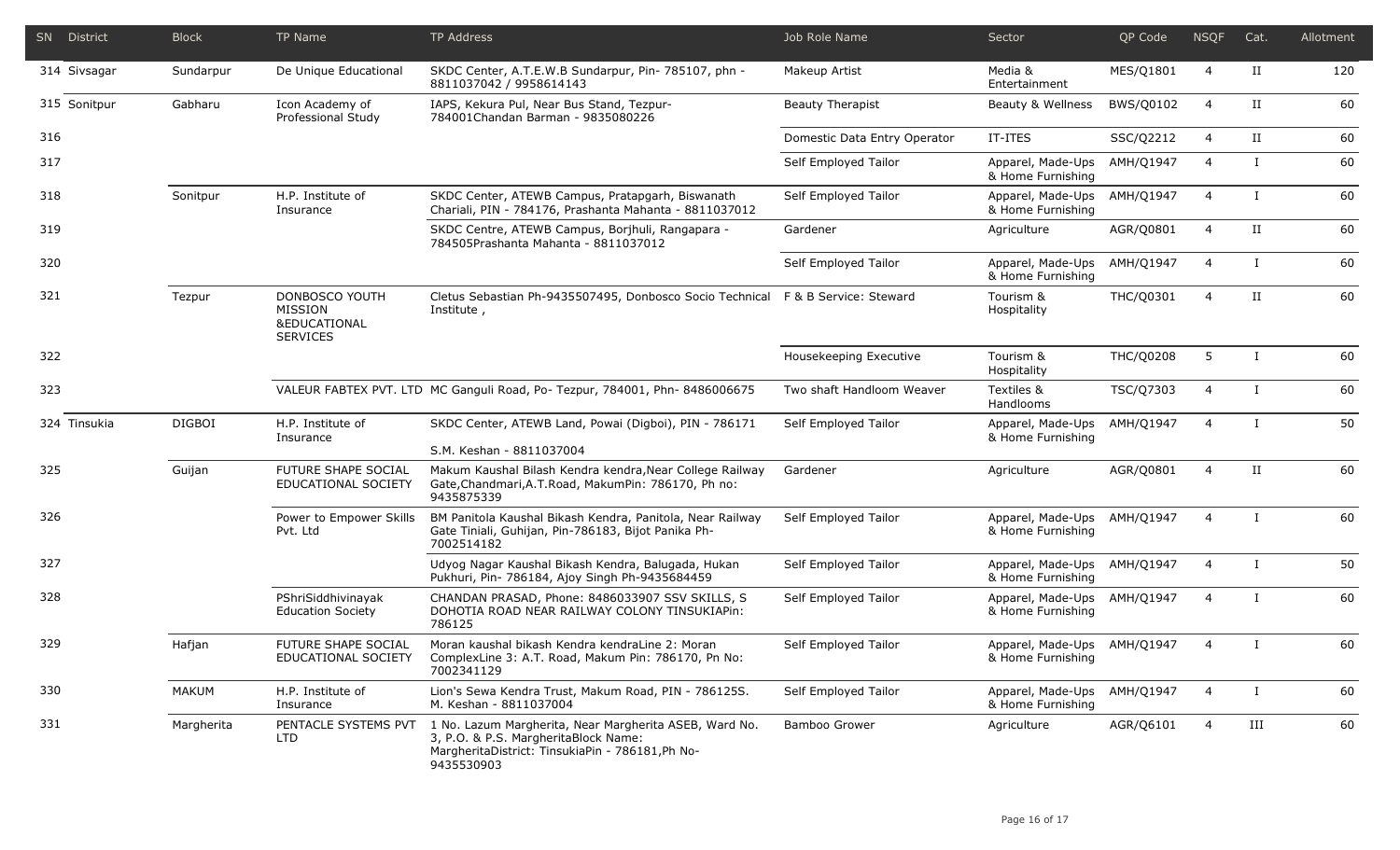| SN | District | Block | TP Name | TP Address | Job Role Name | Sector | QP Code | NSQF | Cat. | Allotment |
|---|---|---|---|---|---|---|---|---|---|---|
| 314 | Sivsagar | Sundarpur | De Unique Educational | SKDC Center, A.T.E.W.B Sundarpur, Pin- 785107, phn - 8811037042 / 9958614143 | Makeup Artist | Media & Entertainment | MES/Q1801 | 4 | II | 120 |
| 315 | Sonitpur | Gabharu | Icon Academy of Professional Study | IAPS, Kekura Pul, Near Bus Stand, Tezpur-784001Chandan Barman - 9835080226 | Beauty Therapist | Beauty & Wellness | BWS/Q0102 | 4 | II | 60 |
| 316 | | | | | Domestic Data Entry Operator | IT-ITES | SSC/Q2212 | 4 | II | 60 |
| 317 | | | | | Self Employed Tailor | Apparel, Made-Ups & Home Furnishing | AMH/Q1947 | 4 | I | 60 |
| 318 | | Sonitpur | H.P. Institute of Insurance | SKDC Center, ATEWB Campus, Pratapgarh, Biswanath Chariali, PIN - 784176, Prashanta Mahanta - 8811037012 | Self Employed Tailor | Apparel, Made-Ups & Home Furnishing | AMH/Q1947 | 4 | I | 60 |
| 319 | | | | SKDC Centre, ATEWB Campus, Borjhuli, Rangapara - 784505Prashanta Mahanta - 8811037012 | Gardener | Agriculture | AGR/Q0801 | 4 | II | 60 |
| 320 | | | | | Self Employed Tailor | Apparel, Made-Ups & Home Furnishing | AMH/Q1947 | 4 | I | 60 |
| 321 | | Tezpur | DONBOSCO YOUTH MISSION &EDUCATIONAL SERVICES | Cletus Sebastian Ph-9435507495, Donbosco Socio Technical Institute , | F & B Service: Steward | Tourism & Hospitality | THC/Q0301 | 4 | II | 60 |
| 322 | | | | | Housekeeping Executive | Tourism & Hospitality | THC/Q0208 | 5 | I | 60 |
| 323 | | | VALEUR FABTEX PVT. LTD | MC Ganguli Road, Po- Tezpur, 784001, Phn- 8486006675 | Two shaft Handloom Weaver | Textiles & Handlooms | TSC/Q7303 | 4 | I | 60 |
| 324 | Tinsukia | DIGBOI | H.P. Institute of Insurance | SKDC Center, ATEWB Land, Powai (Digboi), PIN - 786171 S.M. Keshan - 8811037004 | Self Employed Tailor | Apparel, Made-Ups & Home Furnishing | AMH/Q1947 | 4 | I | 50 |
| 325 | | Guijan | FUTURE SHAPE SOCIAL EDUCATIONAL SOCIETY | Makum Kaushal Bilash Kendra kendra,Near College Railway Gate,Chandmari,A.T.Road, MakumPin: 786170, Ph no: 9435875339 | Gardener | Agriculture | AGR/Q0801 | 4 | II | 60 |
| 326 | | | Power to Empower Skills Pvt. Ltd | BM Panitola Kaushal Bikash Kendra, Panitola, Near Railway Gate Tiniali, Guhijan, Pin-786183, Bijot Panika Ph-7002514182 | Self Employed Tailor | Apparel, Made-Ups & Home Furnishing | AMH/Q1947 | 4 | I | 60 |
| 327 | | | | Udyog Nagar Kaushal Bikash Kendra, Balugada, Hukan Pukhuri, Pin- 786184, Ajoy Singh Ph-9435684459 | Self Employed Tailor | Apparel, Made-Ups & Home Furnishing | AMH/Q1947 | 4 | I | 50 |
| 328 | | | PShriSiddhivinayak Education Society | CHANDAN PRASAD, Phone: 8486033907 SSV SKILLS, S DOHOTIA ROAD NEAR RAILWAY COLONY TINSUKIAPin: 786125 | Self Employed Tailor | Apparel, Made-Ups & Home Furnishing | AMH/Q1947 | 4 | I | 60 |
| 329 | | Hafjan | FUTURE SHAPE SOCIAL EDUCATIONAL SOCIETY | Moran kaushal bikash Kendra kendraLine 2: Moran ComplexLine 3: A.T. Road, Makum Pin: 786170, Pn No: 7002341129 | Self Employed Tailor | Apparel, Made-Ups & Home Furnishing | AMH/Q1947 | 4 | I | 60 |
| 330 | | MAKUM | H.P. Institute of Insurance | Lion's Sewa Kendra Trust, Makum Road, PIN - 786125S. M. Keshan - 8811037004 | Self Employed Tailor | Apparel, Made-Ups & Home Furnishing | AMH/Q1947 | 4 | I | 60 |
| 331 | | Margherita | PENTACLE SYSTEMS PVT LTD | 1 No. Lazum Margherita, Near Margherita ASEB, Ward No. 3, P.O. & P.S. MargheritaBlock Name: MargheritaDistrict: TinsukiaPin - 786181,Ph No- 9435530903 | Bamboo Grower | Agriculture | AGR/Q6101 | 4 | III | 60 |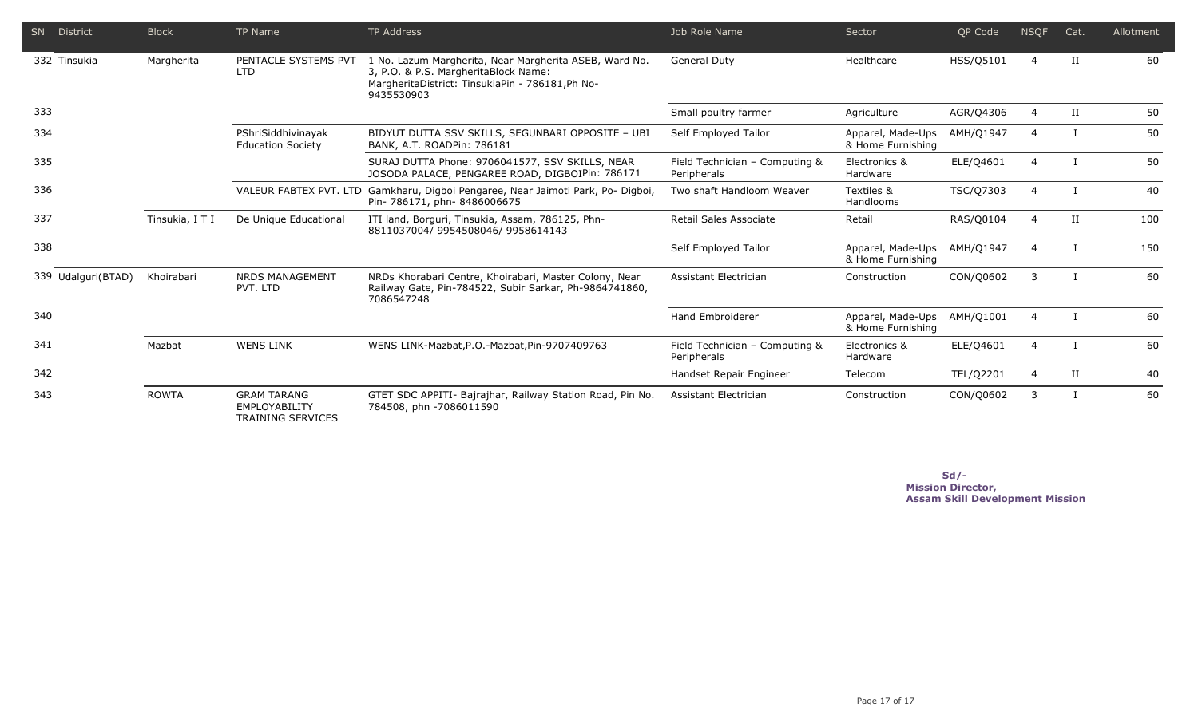| SN | District | Block | TP Name | TP Address | Job Role Name | Sector | QP Code | NSQF | Cat. | Allotment |
|---|---|---|---|---|---|---|---|---|---|---|
| 332 | Tinsukia | Margherita | PENTACLE SYSTEMS PVT LTD | 1 No. Lazum Margherita, Near Margherita ASEB, Ward No. 3, P.O. & P.S. MargheritaBlock Name: MargheritaDistrict: TinsukiaPin - 786181,Ph No-9435530903 | General Duty | Healthcare | HSS/Q5101 | 4 | II | 60 |
| 333 | | | | | Small poultry farmer | Agriculture | AGR/Q4306 | 4 | II | 50 |
| 334 | | | PShriSiddhivinayak Education Society | BIDYUT DUTTA SSV SKILLS, SEGUNBARI OPPOSITE – UBI BANK, A.T. ROADPin: 786181 | Self Employed Tailor | Apparel, Made-Ups & Home Furnishing | AMH/Q1947 | 4 | I | 50 |
| 335 | | | | SURAJ DUTTA Phone: 9706041577, SSV SKILLS, NEAR JOSODA PALACE, PENGAREE ROAD, DIGBOIPin: 786171 | Field Technician – Computing & Peripherals | Electronics & Hardware | ELE/Q4601 | 4 | I | 50 |
| 336 | | | VALEUR FABTEX PVT. LTD | Gamkharu, Digboi Pengaree, Near Jaimoti Park, Po- Digboi, Pin- 786171, phn- 8486006675 | Two shaft Handloom Weaver | Textiles & Handlooms | TSC/Q7303 | 4 | I | 40 |
| 337 | | Tinsukia, I T I | De Unique Educational | ITI land, Borguri, Tinsukia, Assam, 786125, Phn-8811037004/ 9954508046/ 9958614143 | Retail Sales Associate | Retail | RAS/Q0104 | 4 | II | 100 |
| 338 | | | | | Self Employed Tailor | Apparel, Made-Ups & Home Furnishing | AMH/Q1947 | 4 | I | 150 |
| 339 | Udalguri(BTAD) | Khoirabari | NRDS MANAGEMENT PVT. LTD | NRDs Khorabari Centre, Khoirabari, Master Colony, Near Railway Gate, Pin-784522, Subir Sarkar, Ph-9864741860, 7086547248 | Assistant Electrician | Construction | CON/Q0602 | 3 | I | 60 |
| 340 | | | | | Hand Embroiderer | Apparel, Made-Ups & Home Furnishing | AMH/Q1001 | 4 | I | 60 |
| 341 | | Mazbat | WENS LINK | WENS LINK-Mazbat,P.O.-Mazbat,Pin-9707409763 | Field Technician – Computing & Peripherals | Electronics & Hardware | ELE/Q4601 | 4 | I | 60 |
| 342 | | | | | Handset Repair Engineer | Telecom | TEL/Q2201 | 4 | II | 40 |
| 343 | | ROWTA | GRAM TARANG EMPLOYABILITY TRAINING SERVICES | GTET SDC APPITI- Bajrajhar, Railway Station Road, Pin No. 784508, phn -7086011590 | Assistant Electrician | Construction | CON/Q0602 | 3 | I | 60 |

**Sd/-**
**Mission Director,**
**Assam Skill Development Mission**